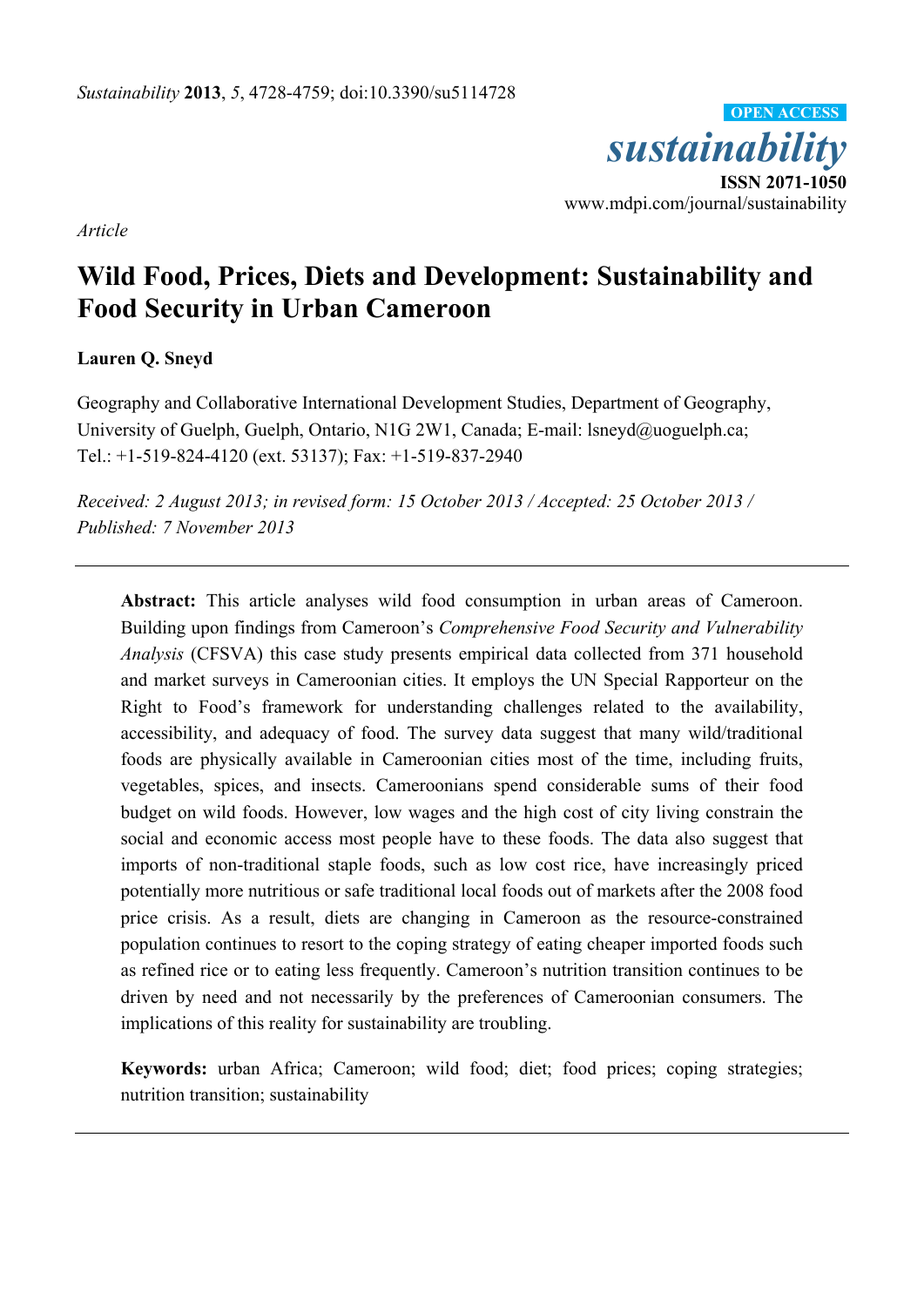*Article*

# Wild Food, Prices, Diets and Development: Sustainability and Food Security in Urban Cameroon

**Lauren Q. Sneyd**

Geography and Collaborative International Development Studies, Department of Geography, University of Guelph, Guelph, Ontario, N1G 2W1, Canada; E-mail: lsneyd@uoguelph.ca; Tel.: +1-519-824-4120 (ext. 53137); Fax: +1-519-837-2940

*Received: 2 August 2013; in revised form: 15 October 2013 / Accepted: 25 October 2013 / Published: 7 November 2013*

---

**Abstract:** This article analyses wild food consumption in urban areas of Cameroon. Building upon findings from Cameroon's *Comprehensive Food Security and Vulnerability Analysis* (CFSVA) this case study presents empirical data collected from 371 household and market surveys in Cameroonian cities. It employs the UN Special Rapporteur on the Right to Food's framework for understanding challenges related to the availability, accessibility, and adequacy of food. The survey data suggest that many wild/traditional foods are physically available in Cameroonian cities most of the time, including fruits, vegetables, spices, and insects. Cameroonians spend considerable sums of their food budget on wild foods. However, low wages and the high cost of city living constrain the social and economic access most people have to these foods. The data also suggest that imports of non-traditional staple foods, such as low cost rice, have increasingly priced potentially more nutritious or safe traditional local foods out of markets after the 2008 food price crisis. As a result, diets are changing in Cameroon as the resource-constrained population continues to resort to the coping strategy of eating cheaper imported foods such as refined rice or to eating less frequently. Cameroon's nutrition transition continues to be driven by need and not necessarily by the preferences of Cameroonian consumers. The implications of this reality for sustainability are troubling.

**Keywords:** urban Africa; Cameroon; wild food; diet; food prices; coping strategies; nutrition transition; sustainability

---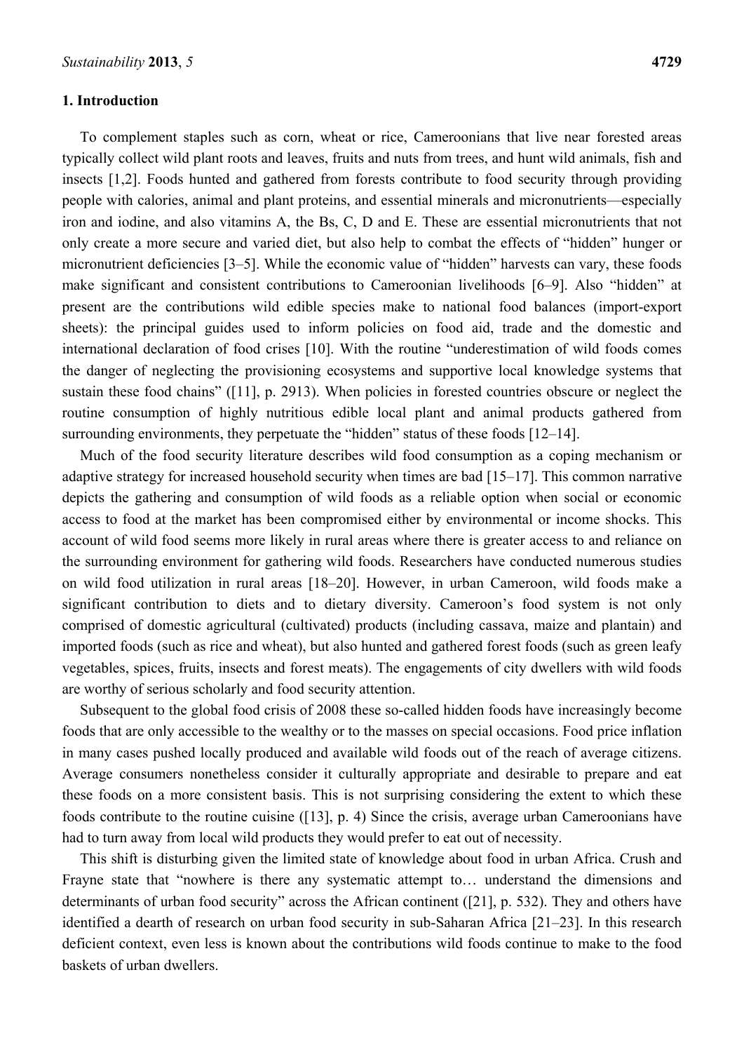## 1. Introduction

To complement staples such as corn, wheat or rice, Cameroonians that live near forested areas typically collect wild plant roots and leaves, fruits and nuts from trees, and hunt wild animals, fish and insects [1,2]. Foods hunted and gathered from forests contribute to food security through providing people with calories, animal and plant proteins, and essential minerals and micronutrients—especially iron and iodine, and also vitamins A, the Bs, C, D and E. These are essential micronutrients that not only create a more secure and varied diet, but also help to combat the effects of "hidden" hunger or micronutrient deficiencies [3–5]. While the economic value of "hidden" harvests can vary, these foods make significant and consistent contributions to Cameroonian livelihoods [6–9]. Also "hidden" at present are the contributions wild edible species make to national food balances (import-export sheets): the principal guides used to inform policies on food aid, trade and the domestic and international declaration of food crises [10]. With the routine "underestimation of wild foods comes the danger of neglecting the provisioning ecosystems and supportive local knowledge systems that sustain these food chains" ([11], p. 2913). When policies in forested countries obscure or neglect the routine consumption of highly nutritious edible local plant and animal products gathered from surrounding environments, they perpetuate the "hidden" status of these foods [12–14].

Much of the food security literature describes wild food consumption as a coping mechanism or adaptive strategy for increased household security when times are bad [15–17]. This common narrative depicts the gathering and consumption of wild foods as a reliable option when social or economic access to food at the market has been compromised either by environmental or income shocks. This account of wild food seems more likely in rural areas where there is greater access to and reliance on the surrounding environment for gathering wild foods. Researchers have conducted numerous studies on wild food utilization in rural areas [18–20]. However, in urban Cameroon, wild foods make a significant contribution to diets and to dietary diversity. Cameroon's food system is not only comprised of domestic agricultural (cultivated) products (including cassava, maize and plantain) and imported foods (such as rice and wheat), but also hunted and gathered forest foods (such as green leafy vegetables, spices, fruits, insects and forest meats). The engagements of city dwellers with wild foods are worthy of serious scholarly and food security attention.

Subsequent to the global food crisis of 2008 these so-called hidden foods have increasingly become foods that are only accessible to the wealthy or to the masses on special occasions. Food price inflation in many cases pushed locally produced and available wild foods out of the reach of average citizens. Average consumers nonetheless consider it culturally appropriate and desirable to prepare and eat these foods on a more consistent basis. This is not surprising considering the extent to which these foods contribute to the routine cuisine ([13], p. 4) Since the crisis, average urban Cameroonians have had to turn away from local wild products they would prefer to eat out of necessity.

This shift is disturbing given the limited state of knowledge about food in urban Africa. Crush and Frayne state that "nowhere is there any systematic attempt to… understand the dimensions and determinants of urban food security" across the African continent ([21], p. 532). They and others have identified a dearth of research on urban food security in sub-Saharan Africa [21–23]. In this research deficient context, even less is known about the contributions wild foods continue to make to the food baskets of urban dwellers.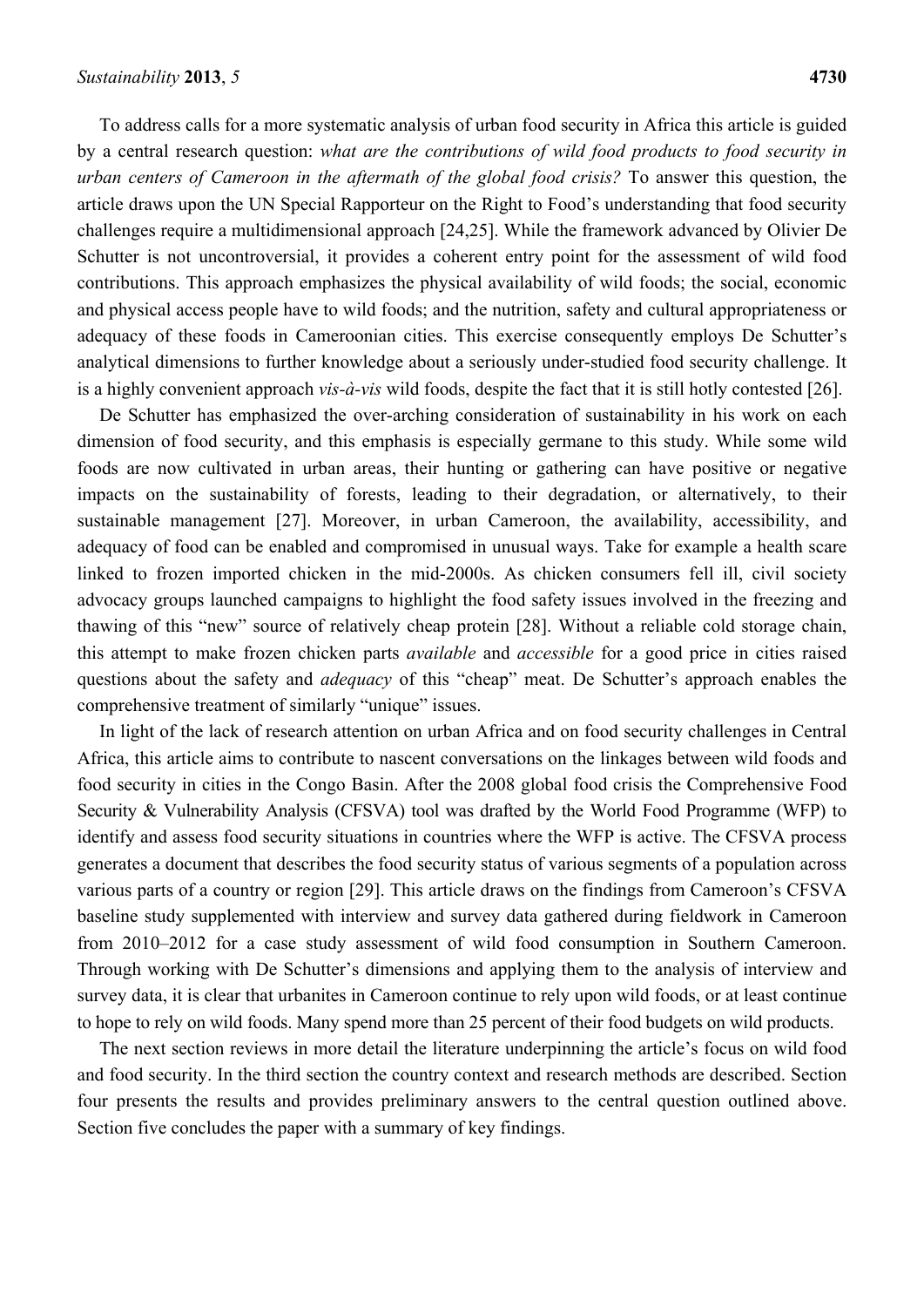To address calls for a more systematic analysis of urban food security in Africa this article is guided by a central research question: *what are the contributions of wild food products to food security in urban centers of Cameroon in the aftermath of the global food crisis?* To answer this question, the article draws upon the UN Special Rapporteur on the Right to Food's understanding that food security challenges require a multidimensional approach [24,25]. While the framework advanced by Olivier De Schutter is not uncontroversial, it provides a coherent entry point for the assessment of wild food contributions. This approach emphasizes the physical availability of wild foods; the social, economic and physical access people have to wild foods; and the nutrition, safety and cultural appropriateness or adequacy of these foods in Cameroonian cities. This exercise consequently employs De Schutter's analytical dimensions to further knowledge about a seriously under-studied food security challenge. It is a highly convenient approach *vis-à-vis* wild foods, despite the fact that it is still hotly contested [26].

De Schutter has emphasized the over-arching consideration of sustainability in his work on each dimension of food security, and this emphasis is especially germane to this study. While some wild foods are now cultivated in urban areas, their hunting or gathering can have positive or negative impacts on the sustainability of forests, leading to their degradation, or alternatively, to their sustainable management [27]. Moreover, in urban Cameroon, the availability, accessibility, and adequacy of food can be enabled and compromised in unusual ways. Take for example a health scare linked to frozen imported chicken in the mid-2000s. As chicken consumers fell ill, civil society advocacy groups launched campaigns to highlight the food safety issues involved in the freezing and thawing of this "new" source of relatively cheap protein [28]. Without a reliable cold storage chain, this attempt to make frozen chicken parts *available* and *accessible* for a good price in cities raised questions about the safety and *adequacy* of this "cheap" meat. De Schutter's approach enables the comprehensive treatment of similarly "unique" issues.

In light of the lack of research attention on urban Africa and on food security challenges in Central Africa, this article aims to contribute to nascent conversations on the linkages between wild foods and food security in cities in the Congo Basin. After the 2008 global food crisis the Comprehensive Food Security & Vulnerability Analysis (CFSVA) tool was drafted by the World Food Programme (WFP) to identify and assess food security situations in countries where the WFP is active. The CFSVA process generates a document that describes the food security status of various segments of a population across various parts of a country or region [29]. This article draws on the findings from Cameroon's CFSVA baseline study supplemented with interview and survey data gathered during fieldwork in Cameroon from 2010–2012 for a case study assessment of wild food consumption in Southern Cameroon. Through working with De Schutter's dimensions and applying them to the analysis of interview and survey data, it is clear that urbanites in Cameroon continue to rely upon wild foods, or at least continue to hope to rely on wild foods. Many spend more than 25 percent of their food budgets on wild products.

The next section reviews in more detail the literature underpinning the article's focus on wild food and food security. In the third section the country context and research methods are described. Section four presents the results and provides preliminary answers to the central question outlined above. Section five concludes the paper with a summary of key findings.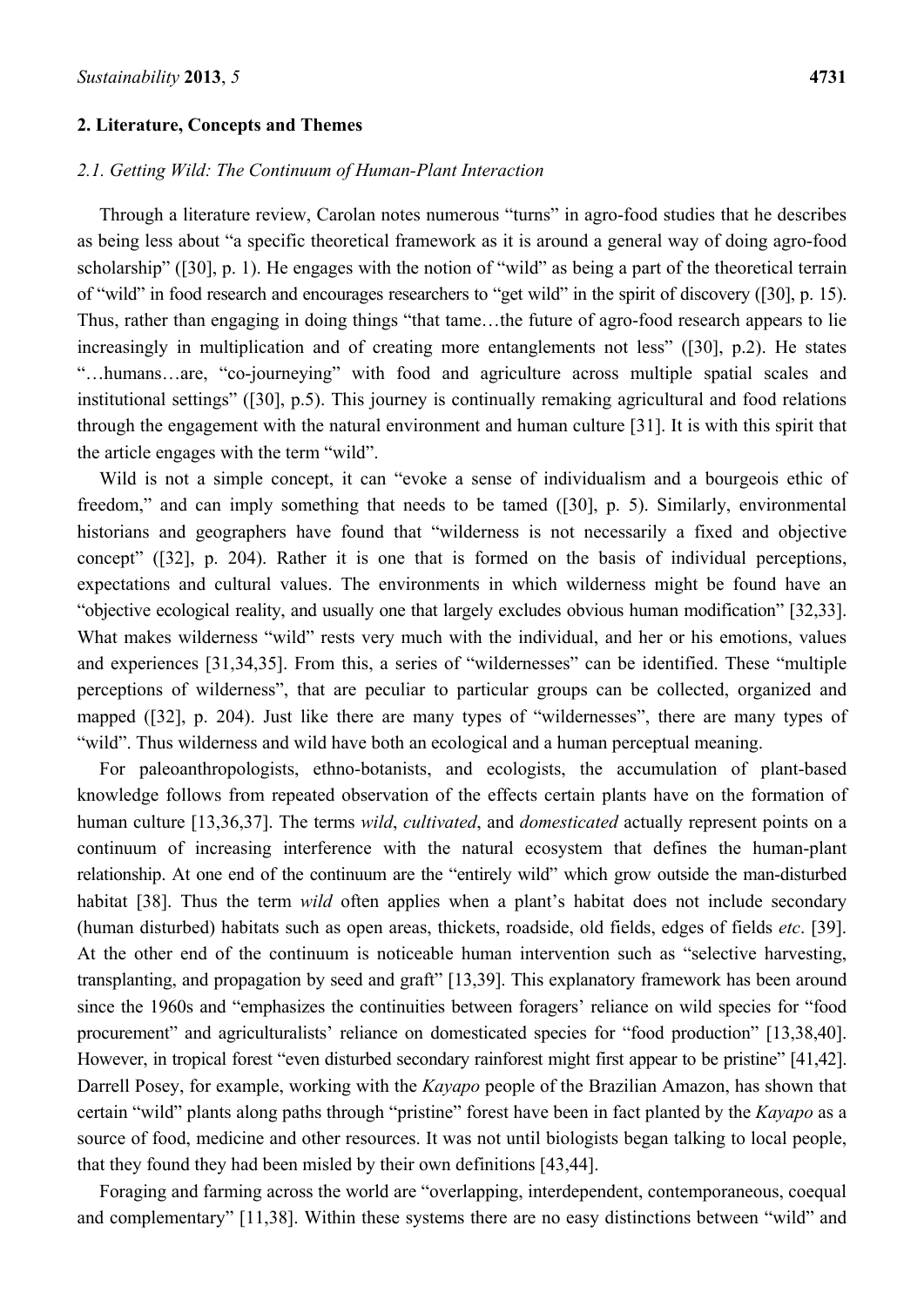## 2. Literature, Concepts and Themes

### *2.1. Getting Wild: The Continuum of Human-Plant Interaction*

Through a literature review, Carolan notes numerous "turns" in agro-food studies that he describes as being less about "a specific theoretical framework as it is around a general way of doing agro-food scholarship" ([30], p. 1). He engages with the notion of "wild" as being a part of the theoretical terrain of "wild" in food research and encourages researchers to "get wild" in the spirit of discovery ([30], p. 15). Thus, rather than engaging in doing things "that tame…the future of agro-food research appears to lie increasingly in multiplication and of creating more entanglements not less" ([30], p.2). He states "…humans…are, "co-journeying" with food and agriculture across multiple spatial scales and institutional settings" ([30], p.5). This journey is continually remaking agricultural and food relations through the engagement with the natural environment and human culture [31]. It is with this spirit that the article engages with the term "wild".

Wild is not a simple concept, it can "evoke a sense of individualism and a bourgeois ethic of freedom," and can imply something that needs to be tamed ([30], p. 5). Similarly, environmental historians and geographers have found that "wilderness is not necessarily a fixed and objective concept" ([32], p. 204). Rather it is one that is formed on the basis of individual perceptions, expectations and cultural values. The environments in which wilderness might be found have an "objective ecological reality, and usually one that largely excludes obvious human modification" [32,33]. What makes wilderness "wild" rests very much with the individual, and her or his emotions, values and experiences [31,34,35]. From this, a series of "wildernesses" can be identified. These "multiple perceptions of wilderness", that are peculiar to particular groups can be collected, organized and mapped ([32], p. 204). Just like there are many types of "wildernesses", there are many types of "wild". Thus wilderness and wild have both an ecological and a human perceptual meaning.

For paleoanthropologists, ethno-botanists, and ecologists, the accumulation of plant-based knowledge follows from repeated observation of the effects certain plants have on the formation of human culture [13,36,37]. The terms *wild*, *cultivated*, and *domesticated* actually represent points on a continuum of increasing interference with the natural ecosystem that defines the human-plant relationship. At one end of the continuum are the "entirely wild" which grow outside the man-disturbed habitat [38]. Thus the term *wild* often applies when a plant's habitat does not include secondary (human disturbed) habitats such as open areas, thickets, roadside, old fields, edges of fields *etc*. [39]. At the other end of the continuum is noticeable human intervention such as "selective harvesting, transplanting, and propagation by seed and graft" [13,39]. This explanatory framework has been around since the 1960s and "emphasizes the continuities between foragers' reliance on wild species for "food procurement" and agriculturalists' reliance on domesticated species for "food production" [13,38,40]. However, in tropical forest "even disturbed secondary rainforest might first appear to be pristine" [41,42]. Darrell Posey, for example, working with the *Kayapo* people of the Brazilian Amazon, has shown that certain "wild" plants along paths through "pristine" forest have been in fact planted by the *Kayapo* as a source of food, medicine and other resources. It was not until biologists began talking to local people, that they found they had been misled by their own definitions [43,44].

Foraging and farming across the world are "overlapping, interdependent, contemporaneous, coequal and complementary" [11,38]. Within these systems there are no easy distinctions between "wild" and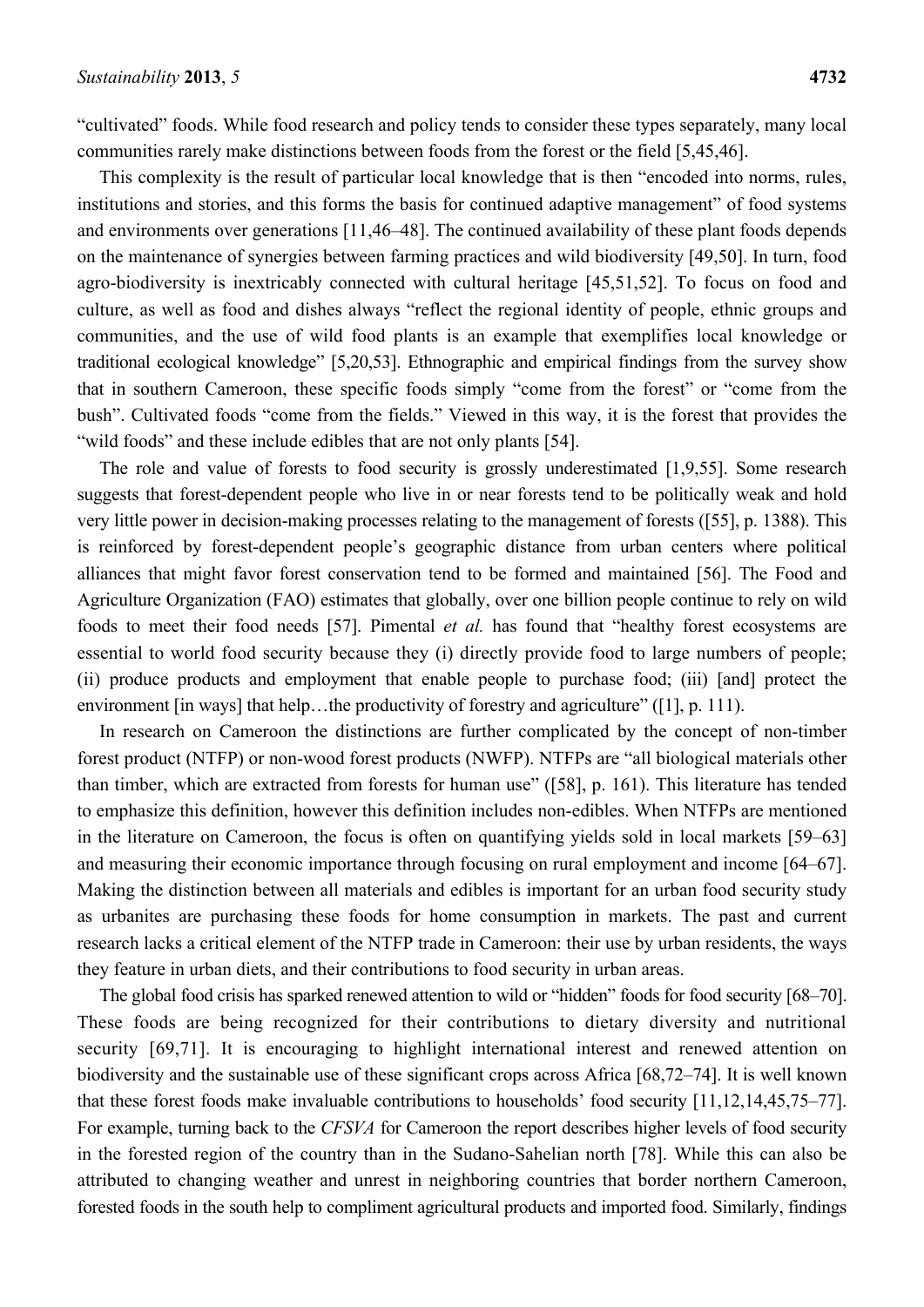"cultivated" foods. While food research and policy tends to consider these types separately, many local communities rarely make distinctions between foods from the forest or the field [5,45,46].

This complexity is the result of particular local knowledge that is then "encoded into norms, rules, institutions and stories, and this forms the basis for continued adaptive management" of food systems and environments over generations [11,46–48]. The continued availability of these plant foods depends on the maintenance of synergies between farming practices and wild biodiversity [49,50]. In turn, food agro-biodiversity is inextricably connected with cultural heritage [45,51,52]. To focus on food and culture, as well as food and dishes always "reflect the regional identity of people, ethnic groups and communities, and the use of wild food plants is an example that exemplifies local knowledge or traditional ecological knowledge" [5,20,53]. Ethnographic and empirical findings from the survey show that in southern Cameroon, these specific foods simply "come from the forest" or "come from the bush". Cultivated foods "come from the fields." Viewed in this way, it is the forest that provides the "wild foods" and these include edibles that are not only plants [54].

The role and value of forests to food security is grossly underestimated [1,9,55]. Some research suggests that forest-dependent people who live in or near forests tend to be politically weak and hold very little power in decision-making processes relating to the management of forests ([55], p. 1388). This is reinforced by forest-dependent people's geographic distance from urban centers where political alliances that might favor forest conservation tend to be formed and maintained [56]. The Food and Agriculture Organization (FAO) estimates that globally, over one billion people continue to rely on wild foods to meet their food needs [57]. Pimental *et al.* has found that "healthy forest ecosystems are essential to world food security because they (i) directly provide food to large numbers of people; (ii) produce products and employment that enable people to purchase food; (iii) [and] protect the environment [in ways] that help…the productivity of forestry and agriculture" ([1], p. 111).

In research on Cameroon the distinctions are further complicated by the concept of non-timber forest product (NTFP) or non-wood forest products (NWFP). NTFPs are "all biological materials other than timber, which are extracted from forests for human use" ([58], p. 161). This literature has tended to emphasize this definition, however this definition includes non-edibles. When NTFPs are mentioned in the literature on Cameroon, the focus is often on quantifying yields sold in local markets [59–63] and measuring their economic importance through focusing on rural employment and income [64–67]. Making the distinction between all materials and edibles is important for an urban food security study as urbanites are purchasing these foods for home consumption in markets. The past and current research lacks a critical element of the NTFP trade in Cameroon: their use by urban residents, the ways they feature in urban diets, and their contributions to food security in urban areas.

The global food crisis has sparked renewed attention to wild or "hidden" foods for food security [68–70]. These foods are being recognized for their contributions to dietary diversity and nutritional security [69,71]. It is encouraging to highlight international interest and renewed attention on biodiversity and the sustainable use of these significant crops across Africa [68,72–74]. It is well known that these forest foods make invaluable contributions to households' food security [11,12,14,45,75–77]. For example, turning back to the *CFSVA* for Cameroon the report describes higher levels of food security in the forested region of the country than in the Sudano-Sahelian north [78]. While this can also be attributed to changing weather and unrest in neighboring countries that border northern Cameroon, forested foods in the south help to compliment agricultural products and imported food. Similarly, findings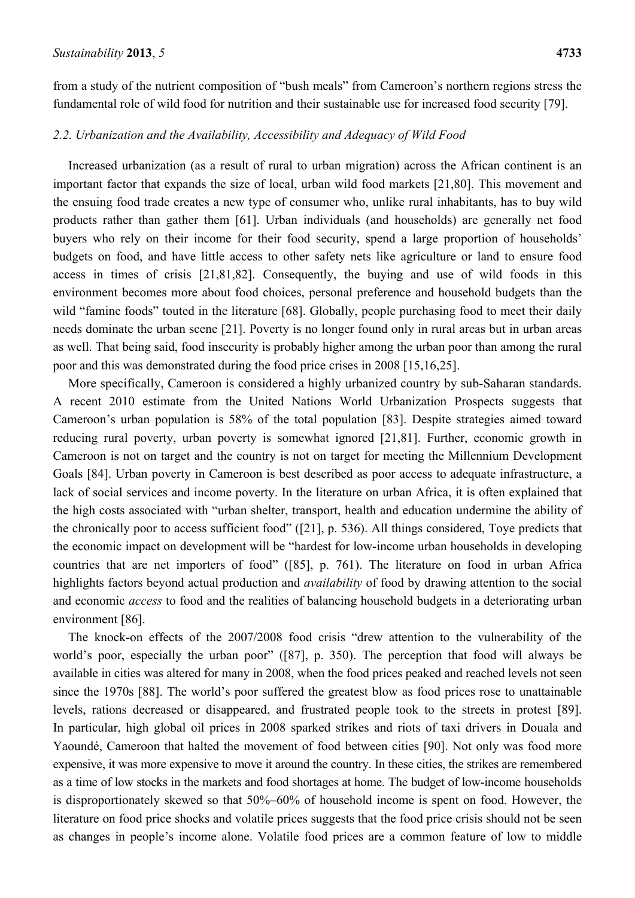from a study of the nutrient composition of "bush meals" from Cameroon's northern regions stress the fundamental role of wild food for nutrition and their sustainable use for increased food security [79].

### 2.2. Urbanization and the Availability, Accessibility and Adequacy of Wild Food

Increased urbanization (as a result of rural to urban migration) across the African continent is an important factor that expands the size of local, urban wild food markets [21,80]. This movement and the ensuing food trade creates a new type of consumer who, unlike rural inhabitants, has to buy wild products rather than gather them [61]. Urban individuals (and households) are generally net food buyers who rely on their income for their food security, spend a large proportion of households' budgets on food, and have little access to other safety nets like agriculture or land to ensure food access in times of crisis [21,81,82]. Consequently, the buying and use of wild foods in this environment becomes more about food choices, personal preference and household budgets than the wild "famine foods" touted in the literature [68]. Globally, people purchasing food to meet their daily needs dominate the urban scene [21]. Poverty is no longer found only in rural areas but in urban areas as well. That being said, food insecurity is probably higher among the urban poor than among the rural poor and this was demonstrated during the food price crises in 2008 [15,16,25].

More specifically, Cameroon is considered a highly urbanized country by sub-Saharan standards. A recent 2010 estimate from the United Nations World Urbanization Prospects suggests that Cameroon's urban population is 58% of the total population [83]. Despite strategies aimed toward reducing rural poverty, urban poverty is somewhat ignored [21,81]. Further, economic growth in Cameroon is not on target and the country is not on target for meeting the Millennium Development Goals [84]. Urban poverty in Cameroon is best described as poor access to adequate infrastructure, a lack of social services and income poverty. In the literature on urban Africa, it is often explained that the high costs associated with "urban shelter, transport, health and education undermine the ability of the chronically poor to access sufficient food" ([21], p. 536). All things considered, Toye predicts that the economic impact on development will be "hardest for low-income urban households in developing countries that are net importers of food" ([85], p. 761). The literature on food in urban Africa highlights factors beyond actual production and *availability* of food by drawing attention to the social and economic *access* to food and the realities of balancing household budgets in a deteriorating urban environment [86].

The knock-on effects of the 2007/2008 food crisis "drew attention to the vulnerability of the world's poor, especially the urban poor" ([87], p. 350). The perception that food will always be available in cities was altered for many in 2008, when the food prices peaked and reached levels not seen since the 1970s [88]. The world's poor suffered the greatest blow as food prices rose to unattainable levels, rations decreased or disappeared, and frustrated people took to the streets in protest [89]. In particular, high global oil prices in 2008 sparked strikes and riots of taxi drivers in Douala and Yaoundé, Cameroon that halted the movement of food between cities [90]. Not only was food more expensive, it was more expensive to move it around the country. In these cities, the strikes are remembered as a time of low stocks in the markets and food shortages at home. The budget of low-income households is disproportionately skewed so that 50%–60% of household income is spent on food. However, the literature on food price shocks and volatile prices suggests that the food price crisis should not be seen as changes in people's income alone. Volatile food prices are a common feature of low to middle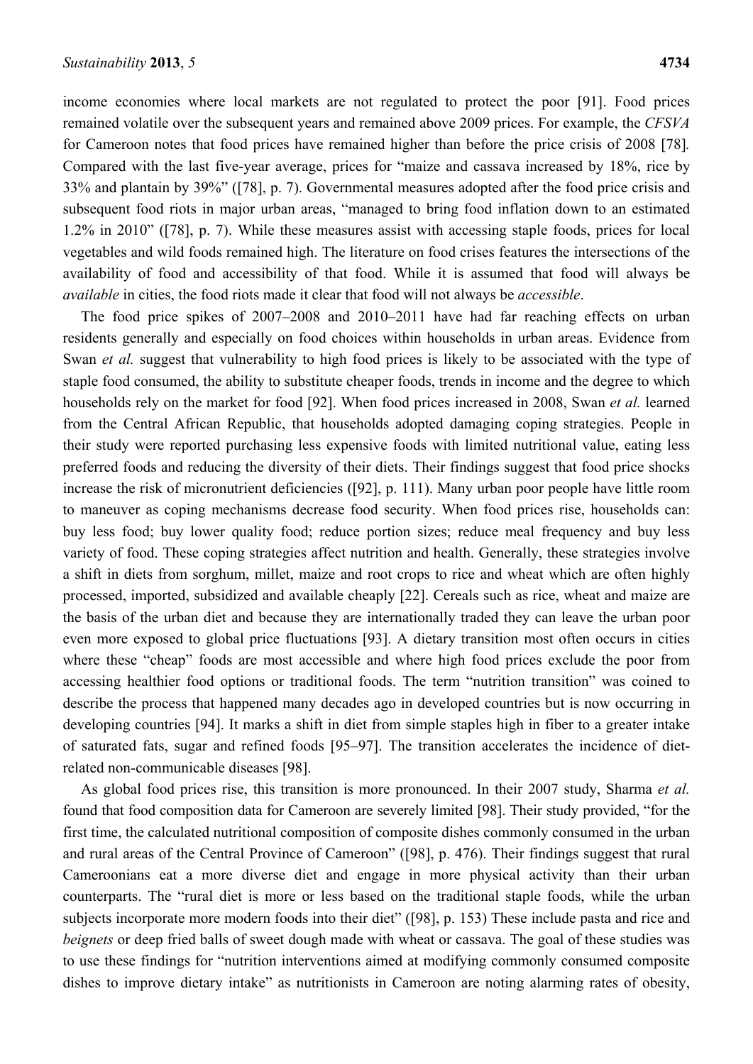income economies where local markets are not regulated to protect the poor [91]. Food prices remained volatile over the subsequent years and remained above 2009 prices. For example, the *CFSVA* for Cameroon notes that food prices have remained higher than before the price crisis of 2008 [78]. Compared with the last five-year average, prices for "maize and cassava increased by 18%, rice by 33% and plantain by 39%" ([78], p. 7). Governmental measures adopted after the food price crisis and subsequent food riots in major urban areas, "managed to bring food inflation down to an estimated 1.2% in 2010" ([78], p. 7). While these measures assist with accessing staple foods, prices for local vegetables and wild foods remained high. The literature on food crises features the intersections of the availability of food and accessibility of that food. While it is assumed that food will always be *available* in cities, the food riots made it clear that food will not always be *accessible*.

The food price spikes of 2007–2008 and 2010–2011 have had far reaching effects on urban residents generally and especially on food choices within households in urban areas. Evidence from Swan *et al.* suggest that vulnerability to high food prices is likely to be associated with the type of staple food consumed, the ability to substitute cheaper foods, trends in income and the degree to which households rely on the market for food [92]. When food prices increased in 2008, Swan *et al.* learned from the Central African Republic, that households adopted damaging coping strategies. People in their study were reported purchasing less expensive foods with limited nutritional value, eating less preferred foods and reducing the diversity of their diets. Their findings suggest that food price shocks increase the risk of micronutrient deficiencies ([92], p. 111). Many urban poor people have little room to maneuver as coping mechanisms decrease food security. When food prices rise, households can: buy less food; buy lower quality food; reduce portion sizes; reduce meal frequency and buy less variety of food. These coping strategies affect nutrition and health. Generally, these strategies involve a shift in diets from sorghum, millet, maize and root crops to rice and wheat which are often highly processed, imported, subsidized and available cheaply [22]. Cereals such as rice, wheat and maize are the basis of the urban diet and because they are internationally traded they can leave the urban poor even more exposed to global price fluctuations [93]. A dietary transition most often occurs in cities where these "cheap" foods are most accessible and where high food prices exclude the poor from accessing healthier food options or traditional foods. The term "nutrition transition" was coined to describe the process that happened many decades ago in developed countries but is now occurring in developing countries [94]. It marks a shift in diet from simple staples high in fiber to a greater intake of saturated fats, sugar and refined foods [95–97]. The transition accelerates the incidence of diet-related non-communicable diseases [98].

As global food prices rise, this transition is more pronounced. In their 2007 study, Sharma *et al.* found that food composition data for Cameroon are severely limited [98]. Their study provided, "for the first time, the calculated nutritional composition of composite dishes commonly consumed in the urban and rural areas of the Central Province of Cameroon" ([98], p. 476). Their findings suggest that rural Cameroonians eat a more diverse diet and engage in more physical activity than their urban counterparts. The "rural diet is more or less based on the traditional staple foods, while the urban subjects incorporate more modern foods into their diet" ([98], p. 153) These include pasta and rice and *beignets* or deep fried balls of sweet dough made with wheat or cassava. The goal of these studies was to use these findings for "nutrition interventions aimed at modifying commonly consumed composite dishes to improve dietary intake" as nutritionists in Cameroon are noting alarming rates of obesity,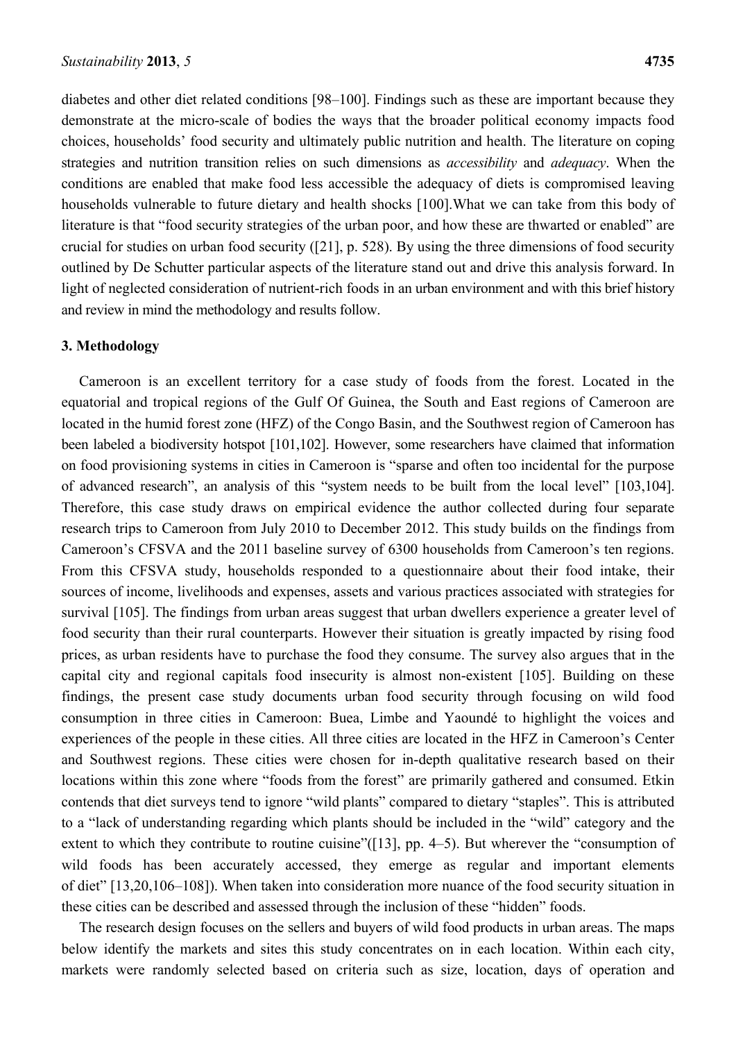diabetes and other diet related conditions [98–100]. Findings such as these are important because they demonstrate at the micro-scale of bodies the ways that the broader political economy impacts food choices, households' food security and ultimately public nutrition and health. The literature on coping strategies and nutrition transition relies on such dimensions as *accessibility* and *adequacy*. When the conditions are enabled that make food less accessible the adequacy of diets is compromised leaving households vulnerable to future dietary and health shocks [100].What we can take from this body of literature is that "food security strategies of the urban poor, and how these are thwarted or enabled" are crucial for studies on urban food security ([21], p. 528). By using the three dimensions of food security outlined by De Schutter particular aspects of the literature stand out and drive this analysis forward. In light of neglected consideration of nutrient-rich foods in an urban environment and with this brief history and review in mind the methodology and results follow.

## 3. Methodology

Cameroon is an excellent territory for a case study of foods from the forest. Located in the equatorial and tropical regions of the Gulf Of Guinea, the South and East regions of Cameroon are located in the humid forest zone (HFZ) of the Congo Basin, and the Southwest region of Cameroon has been labeled a biodiversity hotspot [101,102]. However, some researchers have claimed that information on food provisioning systems in cities in Cameroon is "sparse and often too incidental for the purpose of advanced research", an analysis of this "system needs to be built from the local level" [103,104]. Therefore, this case study draws on empirical evidence the author collected during four separate research trips to Cameroon from July 2010 to December 2012. This study builds on the findings from Cameroon's CFSVA and the 2011 baseline survey of 6300 households from Cameroon's ten regions. From this CFSVA study, households responded to a questionnaire about their food intake, their sources of income, livelihoods and expenses, assets and various practices associated with strategies for survival [105]. The findings from urban areas suggest that urban dwellers experience a greater level of food security than their rural counterparts. However their situation is greatly impacted by rising food prices, as urban residents have to purchase the food they consume. The survey also argues that in the capital city and regional capitals food insecurity is almost non-existent [105]. Building on these findings, the present case study documents urban food security through focusing on wild food consumption in three cities in Cameroon: Buea, Limbe and Yaoundé to highlight the voices and experiences of the people in these cities. All three cities are located in the HFZ in Cameroon's Center and Southwest regions. These cities were chosen for in-depth qualitative research based on their locations within this zone where "foods from the forest" are primarily gathered and consumed. Etkin contends that diet surveys tend to ignore "wild plants" compared to dietary "staples". This is attributed to a "lack of understanding regarding which plants should be included in the "wild" category and the extent to which they contribute to routine cuisine"([13], pp. 4–5). But wherever the "consumption of wild foods has been accurately accessed, they emerge as regular and important elements of diet" [13,20,106–108]). When taken into consideration more nuance of the food security situation in these cities can be described and assessed through the inclusion of these "hidden" foods.

The research design focuses on the sellers and buyers of wild food products in urban areas. The maps below identify the markets and sites this study concentrates on in each location. Within each city, markets were randomly selected based on criteria such as size, location, days of operation and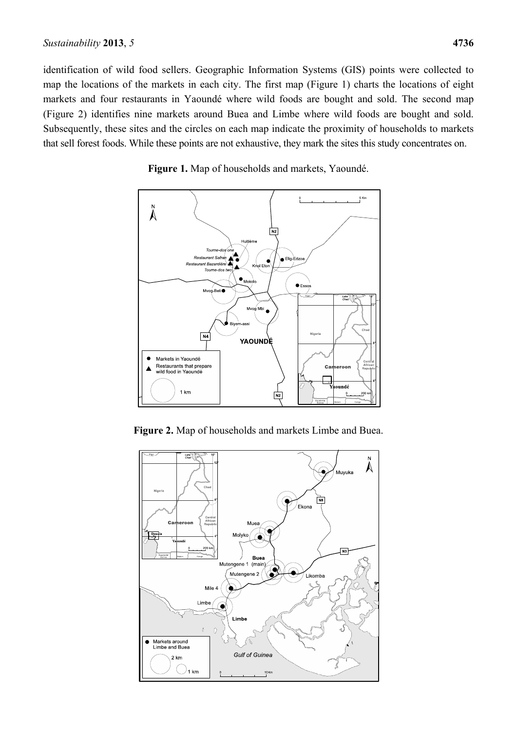identification of wild food sellers. Geographic Information Systems (GIS) points were collected to map the locations of the markets in each city. The first map (Figure 1) charts the locations of eight markets and four restaurants in Yaoundé where wild foods are bought and sold. The second map (Figure 2) identifies nine markets around Buea and Limbe where wild foods are bought and sold. Subsequently, these sites and the circles on each map indicate the proximity of households to markets that sell forest foods. While these points are not exhaustive, they mark the sites this study concentrates on.

**Figure 1.** Map of households and markets, Yaoundé.

**Figure 2.** Map of households and markets Limbe and Buea.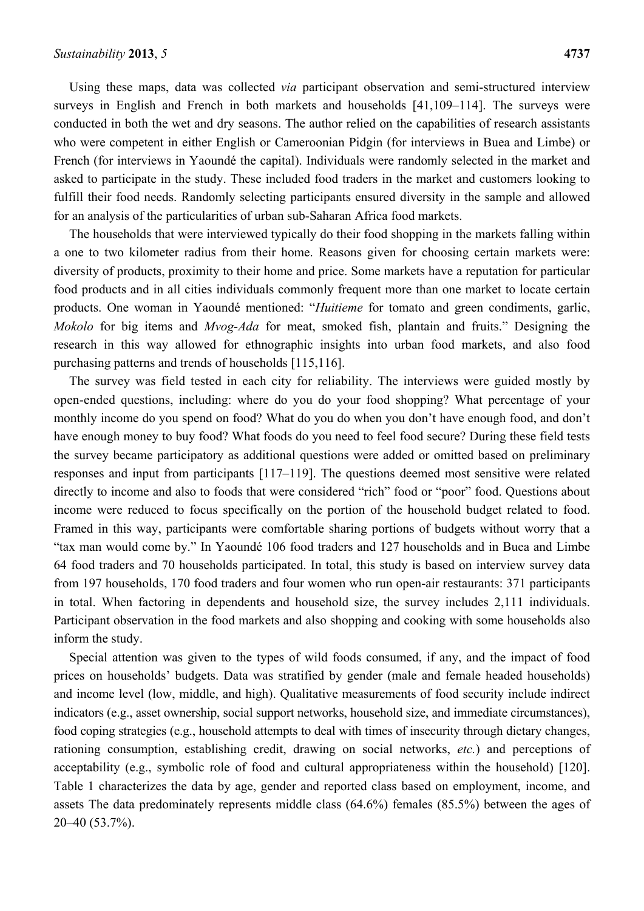Using these maps, data was collected *via* participant observation and semi-structured interview surveys in English and French in both markets and households [41,109–114]. The surveys were conducted in both the wet and dry seasons. The author relied on the capabilities of research assistants who were competent in either English or Cameroonian Pidgin (for interviews in Buea and Limbe) or French (for interviews in Yaoundé the capital). Individuals were randomly selected in the market and asked to participate in the study. These included food traders in the market and customers looking to fulfill their food needs. Randomly selecting participants ensured diversity in the sample and allowed for an analysis of the particularities of urban sub-Saharan Africa food markets.

The households that were interviewed typically do their food shopping in the markets falling within a one to two kilometer radius from their home. Reasons given for choosing certain markets were: diversity of products, proximity to their home and price. Some markets have a reputation for particular food products and in all cities individuals commonly frequent more than one market to locate certain products. One woman in Yaoundé mentioned: "*Huitieme* for tomato and green condiments, garlic, *Mokolo* for big items and *Mvog-Ada* for meat, smoked fish, plantain and fruits." Designing the research in this way allowed for ethnographic insights into urban food markets, and also food purchasing patterns and trends of households [115,116].

The survey was field tested in each city for reliability. The interviews were guided mostly by open-ended questions, including: where do you do your food shopping? What percentage of your monthly income do you spend on food? What do you do when you don't have enough food, and don't have enough money to buy food? What foods do you need to feel food secure? During these field tests the survey became participatory as additional questions were added or omitted based on preliminary responses and input from participants [117–119]. The questions deemed most sensitive were related directly to income and also to foods that were considered "rich" food or "poor" food. Questions about income were reduced to focus specifically on the portion of the household budget related to food. Framed in this way, participants were comfortable sharing portions of budgets without worry that a "tax man would come by." In Yaoundé 106 food traders and 127 households and in Buea and Limbe 64 food traders and 70 households participated. In total, this study is based on interview survey data from 197 households, 170 food traders and four women who run open-air restaurants: 371 participants in total. When factoring in dependents and household size, the survey includes 2,111 individuals. Participant observation in the food markets and also shopping and cooking with some households also inform the study.

Special attention was given to the types of wild foods consumed, if any, and the impact of food prices on households' budgets. Data was stratified by gender (male and female headed households) and income level (low, middle, and high). Qualitative measurements of food security include indirect indicators (e.g., asset ownership, social support networks, household size, and immediate circumstances), food coping strategies (e.g., household attempts to deal with times of insecurity through dietary changes, rationing consumption, establishing credit, drawing on social networks, *etc.*) and perceptions of acceptability (e.g., symbolic role of food and cultural appropriateness within the household) [120]. Table 1 characterizes the data by age, gender and reported class based on employment, income, and assets The data predominately represents middle class (64.6%) females (85.5%) between the ages of 20–40 (53.7%).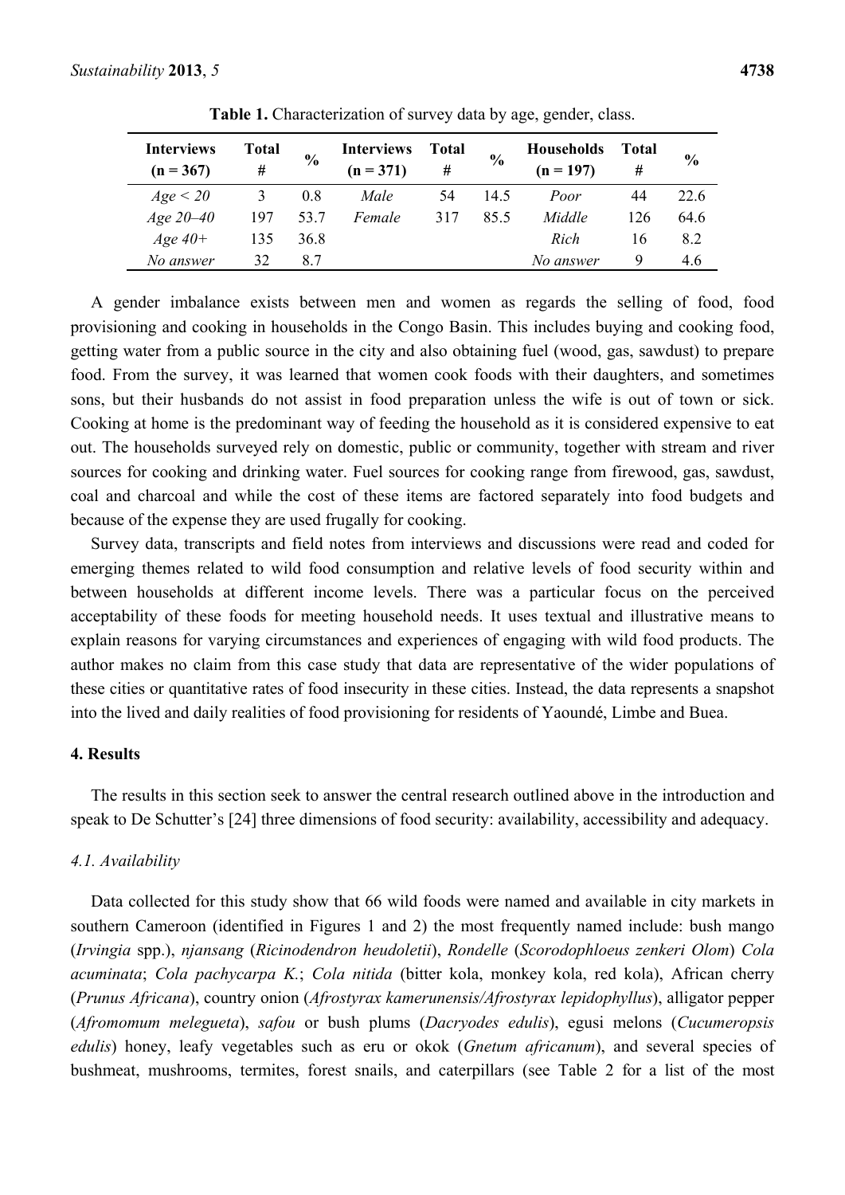**Table 1.** Characterization of survey data by age, gender, class.

| Interviews (n = 367) | Total # | % | Interviews (n = 371) | Total # | % | Households (n = 197) | Total # | % |
|---|---|---|---|---|---|---|---|---|
| *Age < 20* | 3 | 0.8 | *Male* | 54 | 14.5 | *Poor* | 44 | 22.6 |
| *Age 20–40* | 197 | 53.7 | *Female* | 317 | 85.5 | *Middle* | 126 | 64.6 |
| *Age 40+* | 135 | 36.8 | | | | *Rich* | 16 | 8.2 |
| *No answer* | 32 | 8.7 | | | | *No answer* | 9 | 4.6 |

A gender imbalance exists between men and women as regards the selling of food, food provisioning and cooking in households in the Congo Basin. This includes buying and cooking food, getting water from a public source in the city and also obtaining fuel (wood, gas, sawdust) to prepare food. From the survey, it was learned that women cook foods with their daughters, and sometimes sons, but their husbands do not assist in food preparation unless the wife is out of town or sick. Cooking at home is the predominant way of feeding the household as it is considered expensive to eat out. The households surveyed rely on domestic, public or community, together with stream and river sources for cooking and drinking water. Fuel sources for cooking range from firewood, gas, sawdust, coal and charcoal and while the cost of these items are factored separately into food budgets and because of the expense they are used frugally for cooking.

Survey data, transcripts and field notes from interviews and discussions were read and coded for emerging themes related to wild food consumption and relative levels of food security within and between households at different income levels. There was a particular focus on the perceived acceptability of these foods for meeting household needs. It uses textual and illustrative means to explain reasons for varying circumstances and experiences of engaging with wild food products. The author makes no claim from this case study that data are representative of the wider populations of these cities or quantitative rates of food insecurity in these cities. Instead, the data represents a snapshot into the lived and daily realities of food provisioning for residents of Yaoundé, Limbe and Buea.

## 4. Results

The results in this section seek to answer the central research outlined above in the introduction and speak to De Schutter's [24] three dimensions of food security: availability, accessibility and adequacy.

### *4.1. Availability*

Data collected for this study show that 66 wild foods were named and available in city markets in southern Cameroon (identified in Figures 1 and 2) the most frequently named include: bush mango (*Irvingia* spp.), *njansang* (*Ricinodendron heudoletii*), *Rondelle* (*Scorodophloeus zenkeri Olom*) *Cola acuminata*; *Cola pachycarpa K.*; *Cola nitida* (bitter kola, monkey kola, red kola), African cherry (*Prunus Africana*), country onion (*Afrostyrax kamerunensis/Afrostyrax lepidophyllus*), alligator pepper (*Afromomum melegueta*), *safou* or bush plums (*Dacryodes edulis*), egusi melons (*Cucumeropsis edulis*) honey, leafy vegetables such as eru or okok (*Gnetum africanum*), and several species of bushmeat, mushrooms, termites, forest snails, and caterpillars (see Table 2 for a list of the most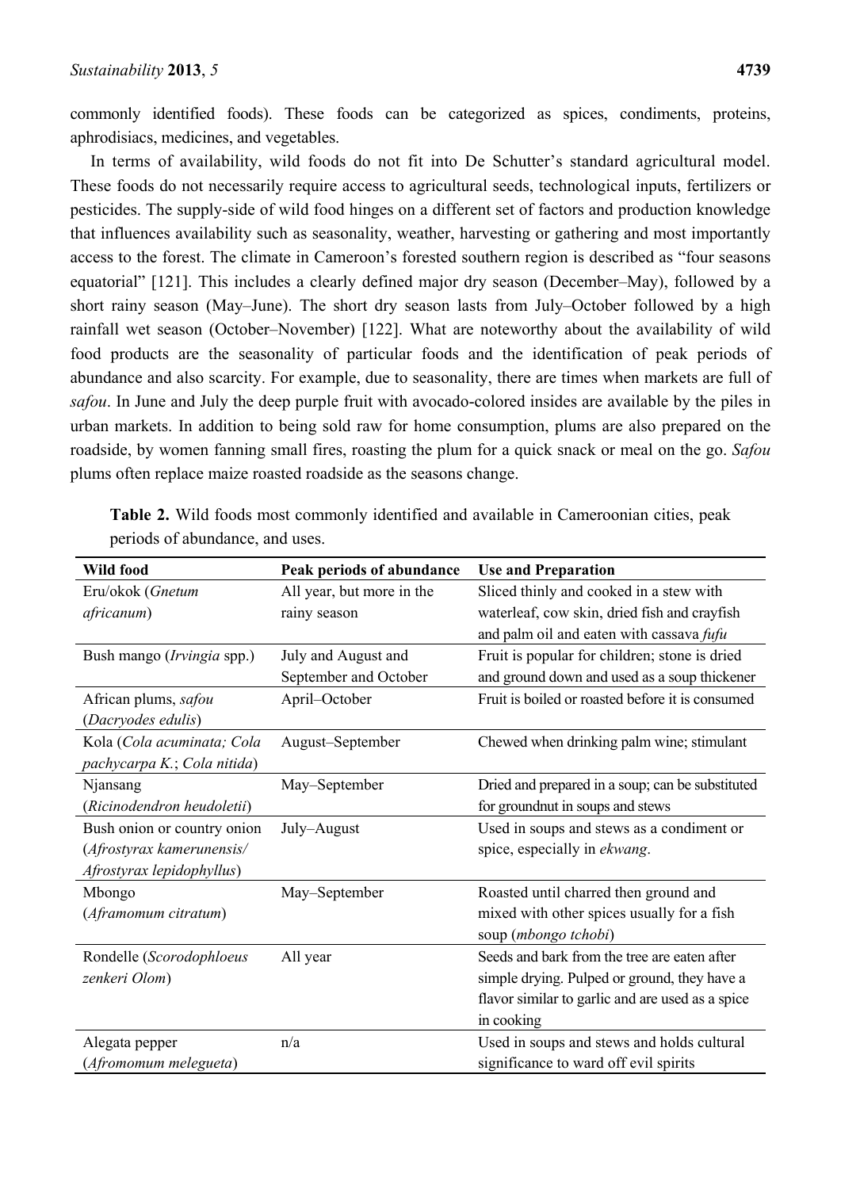commonly identified foods). These foods can be categorized as spices, condiments, proteins, aphrodisiacs, medicines, and vegetables.

In terms of availability, wild foods do not fit into De Schutter's standard agricultural model. These foods do not necessarily require access to agricultural seeds, technological inputs, fertilizers or pesticides. The supply-side of wild food hinges on a different set of factors and production knowledge that influences availability such as seasonality, weather, harvesting or gathering and most importantly access to the forest. The climate in Cameroon's forested southern region is described as "four seasons equatorial" [121]. This includes a clearly defined major dry season (December–May), followed by a short rainy season (May–June). The short dry season lasts from July–October followed by a high rainfall wet season (October–November) [122]. What are noteworthy about the availability of wild food products are the seasonality of particular foods and the identification of peak periods of abundance and also scarcity. For example, due to seasonality, there are times when markets are full of *safou*. In June and July the deep purple fruit with avocado-colored insides are available by the piles in urban markets. In addition to being sold raw for home consumption, plums are also prepared on the roadside, by women fanning small fires, roasting the plum for a quick snack or meal on the go. *Safou* plums often replace maize roasted roadside as the seasons change.

**Table 2.** Wild foods most commonly identified and available in Cameroonian cities, peak periods of abundance, and uses.

| Wild food | Peak periods of abundance | Use and Preparation |
|---|---|---|
| Eru/okok (*Gnetum africanum*) | All year, but more in the rainy season | Sliced thinly and cooked in a stew with waterleaf, cow skin, dried fish and crayfish and palm oil and eaten with cassava *fufu* |
| Bush mango (*Irvingia* spp.) | July and August and September and October | Fruit is popular for children; stone is dried and ground down and used as a soup thickener |
| African plums, *safou* (*Dacryodes edulis*) | April–October | Fruit is boiled or roasted before it is consumed |
| Kola (*Cola acuminata; Cola pachycarpa K.*; *Cola nitida*) | August–September | Chewed when drinking palm wine; stimulant |
| Njansang (*Ricinodendron heudoletii*) | May–September | Dried and prepared in a soup; can be substituted for groundnut in soups and stews |
| Bush onion or country onion (*Afrostyrax kamerunensis/ Afrostyrax lepidophyllus*) | July–August | Used in soups and stews as a condiment or spice, especially in *ekwang*. |
| Mbongo (*Aframomum citratum*) | May–September | Roasted until charred then ground and mixed with other spices usually for a fish soup (*mbongo tchobi*) |
| Rondelle (*Scorodophloeus zenkeri Olom*) | All year | Seeds and bark from the tree are eaten after simple drying. Pulped or ground, they have a flavor similar to garlic and are used as a spice in cooking |
| Alegata pepper (*Afromomum melegueta*) | n/a | Used in soups and stews and holds cultural significance to ward off evil spirits |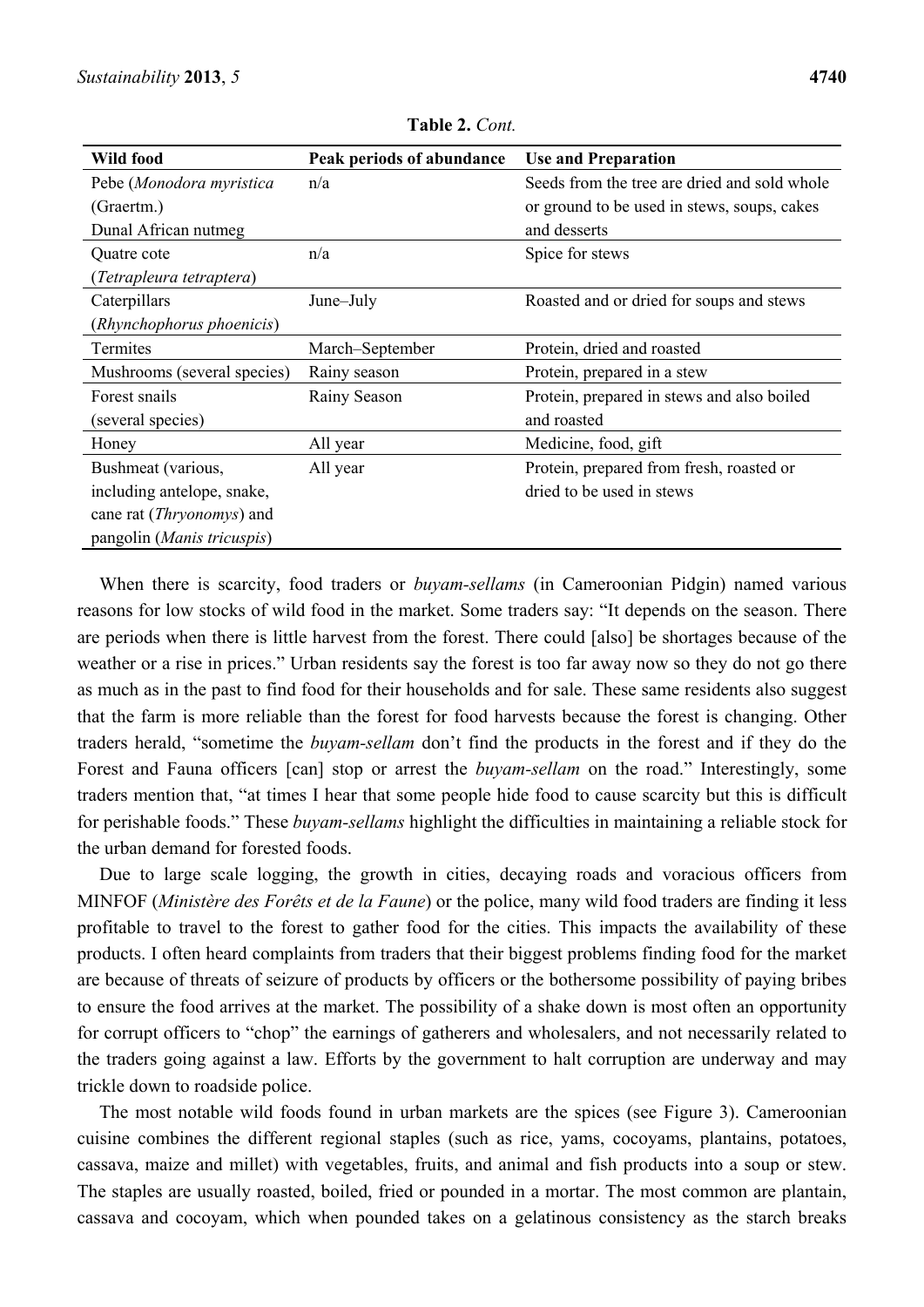**Table 2.** *Cont.*

| Wild food | Peak periods of abundance | Use and Preparation |
| --- | --- | --- |
| Pebe (*Monodora myristica* (Graertm.) Dunal African nutmeg | n/a | Seeds from the tree are dried and sold whole or ground to be used in stews, soups, cakes and desserts |
| Quatre cote (*Tetrapleura tetraptera*) | n/a | Spice for stews |
| Caterpillars (*Rhynchophorus phoenicis*) | June–July | Roasted and or dried for soups and stews |
| Termites | March–September | Protein, dried and roasted |
| Mushrooms (several species) | Rainy season | Protein, prepared in a stew |
| Forest snails (several species) | Rainy Season | Protein, prepared in stews and also boiled and roasted |
| Honey | All year | Medicine, food, gift |
| Bushmeat (various, including antelope, snake, cane rat (*Thryonomys*) and pangolin (*Manis tricuspis*) | All year | Protein, prepared from fresh, roasted or dried to be used in stews |

When there is scarcity, food traders or *buyam-sellams* (in Cameroonian Pidgin) named various reasons for low stocks of wild food in the market. Some traders say: "It depends on the season. There are periods when there is little harvest from the forest. There could [also] be shortages because of the weather or a rise in prices." Urban residents say the forest is too far away now so they do not go there as much as in the past to find food for their households and for sale. These same residents also suggest that the farm is more reliable than the forest for food harvests because the forest is changing. Other traders herald, "sometime the *buyam-sellam* don't find the products in the forest and if they do the Forest and Fauna officers [can] stop or arrest the *buyam-sellam* on the road." Interestingly, some traders mention that, "at times I hear that some people hide food to cause scarcity but this is difficult for perishable foods." These *buyam-sellams* highlight the difficulties in maintaining a reliable stock for the urban demand for forested foods.

Due to large scale logging, the growth in cities, decaying roads and voracious officers from MINFOF (*Ministère des Forêts et de la Faune*) or the police, many wild food traders are finding it less profitable to travel to the forest to gather food for the cities. This impacts the availability of these products. I often heard complaints from traders that their biggest problems finding food for the market are because of threats of seizure of products by officers or the bothersome possibility of paying bribes to ensure the food arrives at the market. The possibility of a shake down is most often an opportunity for corrupt officers to "chop" the earnings of gatherers and wholesalers, and not necessarily related to the traders going against a law. Efforts by the government to halt corruption are underway and may trickle down to roadside police.

The most notable wild foods found in urban markets are the spices (see Figure 3). Cameroonian cuisine combines the different regional staples (such as rice, yams, cocoyams, plantains, potatoes, cassava, maize and millet) with vegetables, fruits, and animal and fish products into a soup or stew. The staples are usually roasted, boiled, fried or pounded in a mortar. The most common are plantain, cassava and cocoyam, which when pounded takes on a gelatinous consistency as the starch breaks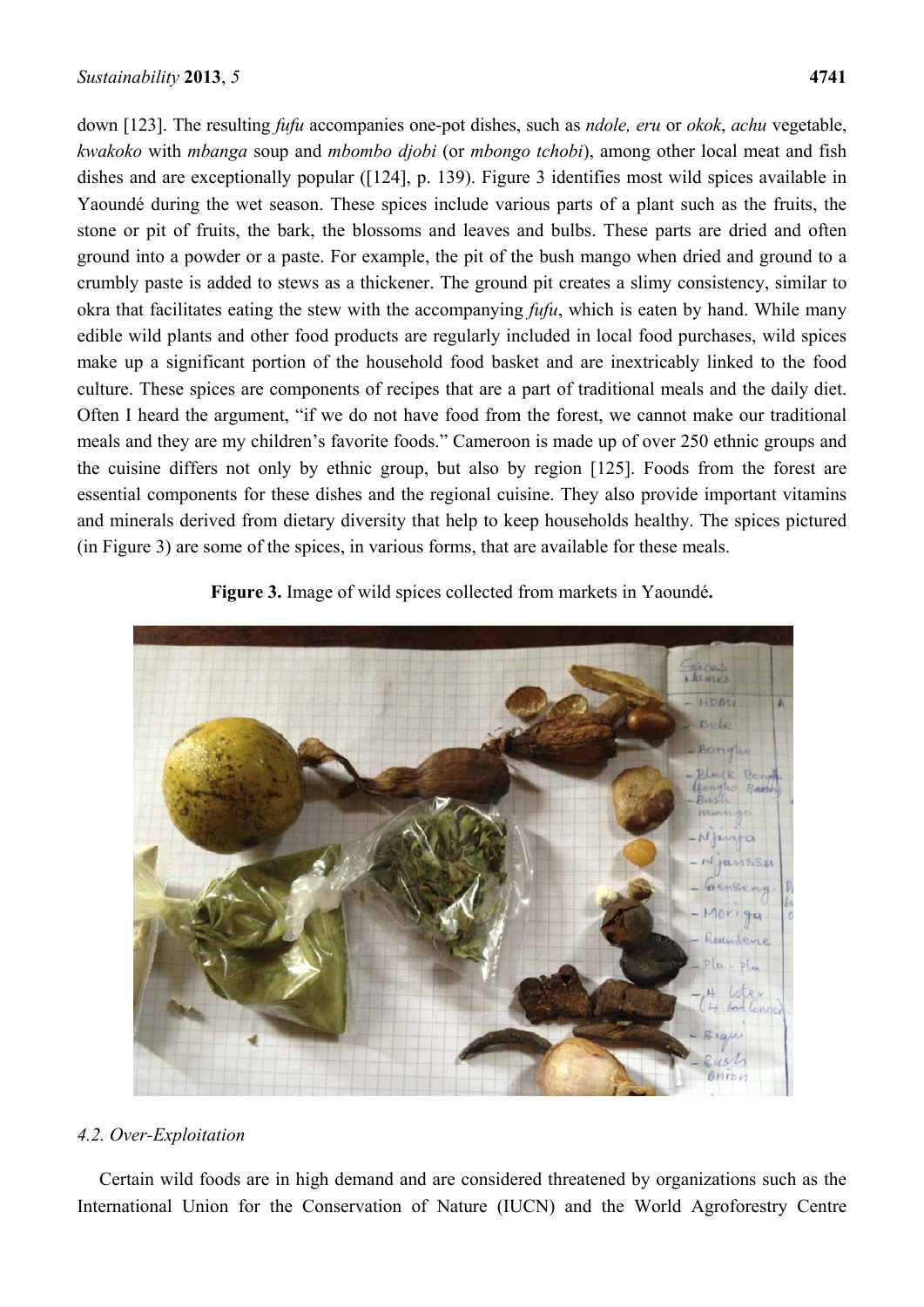down [123]. The resulting *fufu* accompanies one-pot dishes, such as *ndole, eru* or *okok*, *achu* vegetable, *kwakoko* with *mbanga* soup and *mbombo djobi* (or *mbongo tchobi*), among other local meat and fish dishes and are exceptionally popular ([124], p. 139). Figure 3 identifies most wild spices available in Yaoundé during the wet season. These spices include various parts of a plant such as the fruits, the stone or pit of fruits, the bark, the blossoms and leaves and bulbs. These parts are dried and often ground into a powder or a paste. For example, the pit of the bush mango when dried and ground to a crumbly paste is added to stews as a thickener. The ground pit creates a slimy consistency, similar to okra that facilitates eating the stew with the accompanying *fufu*, which is eaten by hand. While many edible wild plants and other food products are regularly included in local food purchases, wild spices make up a significant portion of the household food basket and are inextricably linked to the food culture. These spices are components of recipes that are a part of traditional meals and the daily diet. Often I heard the argument, "if we do not have food from the forest, we cannot make our traditional meals and they are my children's favorite foods." Cameroon is made up of over 250 ethnic groups and the cuisine differs not only by ethnic group, but also by region [125]. Foods from the forest are essential components for these dishes and the regional cuisine. They also provide important vitamins and minerals derived from dietary diversity that help to keep households healthy. The spices pictured (in Figure 3) are some of the spices, in various forms, that are available for these meals.

**Figure 3.** Image of wild spices collected from markets in Yaoundé**.**

### *4.2. Over-Exploitation*

Certain wild foods are in high demand and are considered threatened by organizations such as the International Union for the Conservation of Nature (IUCN) and the World Agroforestry Centre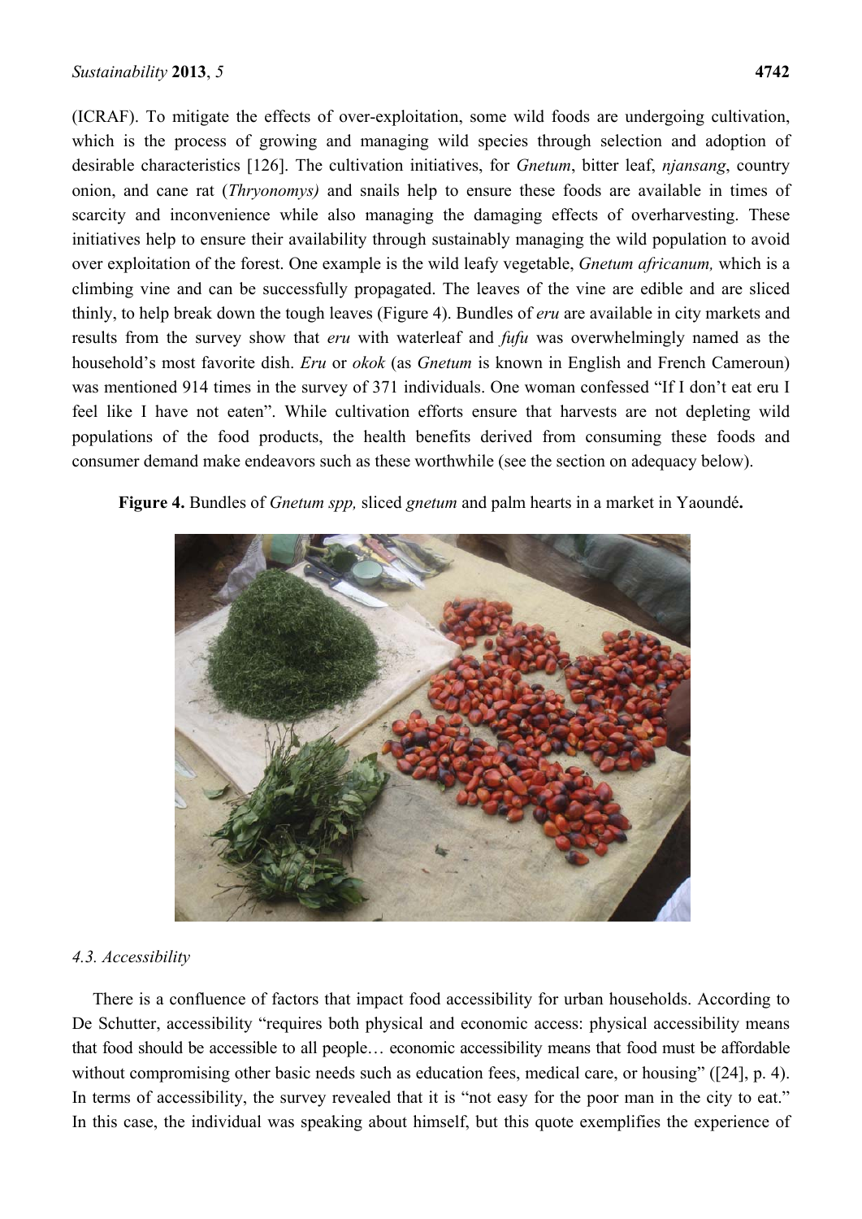(ICRAF). To mitigate the effects of over-exploitation, some wild foods are undergoing cultivation, which is the process of growing and managing wild species through selection and adoption of desirable characteristics [126]. The cultivation initiatives, for *Gnetum*, bitter leaf, *njansang*, country onion, and cane rat (*Thryonomys)* and snails help to ensure these foods are available in times of scarcity and inconvenience while also managing the damaging effects of overharvesting. These initiatives help to ensure their availability through sustainably managing the wild population to avoid over exploitation of the forest. One example is the wild leafy vegetable, *Gnetum africanum,* which is a climbing vine and can be successfully propagated. The leaves of the vine are edible and are sliced thinly, to help break down the tough leaves (Figure 4). Bundles of *eru* are available in city markets and results from the survey show that *eru* with waterleaf and *fufu* was overwhelmingly named as the household's most favorite dish. *Eru* or *okok* (as *Gnetum* is known in English and French Cameroun) was mentioned 914 times in the survey of 371 individuals. One woman confessed "If I don't eat eru I feel like I have not eaten". While cultivation efforts ensure that harvests are not depleting wild populations of the food products, the health benefits derived from consuming these foods and consumer demand make endeavors such as these worthwhile (see the section on adequacy below).

**Figure 4.** Bundles of *Gnetum spp,* sliced *gnetum* and palm hearts in a market in Yaoundé**.**

### *4.3. Accessibility*

There is a confluence of factors that impact food accessibility for urban households. According to De Schutter, accessibility "requires both physical and economic access: physical accessibility means that food should be accessible to all people… economic accessibility means that food must be affordable without compromising other basic needs such as education fees, medical care, or housing" ([24], p. 4). In terms of accessibility, the survey revealed that it is "not easy for the poor man in the city to eat." In this case, the individual was speaking about himself, but this quote exemplifies the experience of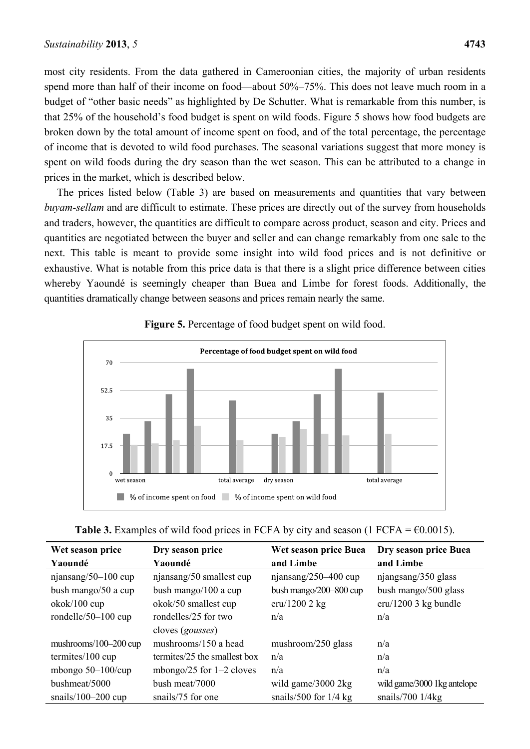most city residents. From the data gathered in Cameroonian cities, the majority of urban residents spend more than half of their income on food—about 50%–75%. This does not leave much room in a budget of "other basic needs" as highlighted by De Schutter. What is remarkable from this number, is that 25% of the household's food budget is spent on wild foods. Figure 5 shows how food budgets are broken down by the total amount of income spent on food, and of the total percentage, the percentage of income that is devoted to wild food purchases. The seasonal variations suggest that more money is spent on wild foods during the dry season than the wet season. This can be attributed to a change in prices in the market, which is described below.

The prices listed below (Table 3) are based on measurements and quantities that vary between *buyam-sellam* and are difficult to estimate. These prices are directly out of the survey from households and traders, however, the quantities are difficult to compare across product, season and city. Prices and quantities are negotiated between the buyer and seller and can change remarkably from one sale to the next. This table is meant to provide some insight into wild food prices and is not definitive or exhaustive. What is notable from this price data is that there is a slight price difference between cities whereby Yaoundé is seemingly cheaper than Buea and Limbe for forest foods. Additionally, the quantities dramatically change between seasons and prices remain nearly the same.

**Figure 5.** Percentage of food budget spent on wild food.

**Table 3.** Examples of wild food prices in FCFA by city and season (1 FCFA = €0.0015).

| Wet season price Yaoundé | Dry season price Yaoundé | Wet season price Buea and Limbe | Dry season price Buea and Limbe |
|---|---|---|---|
| njansang/50–100 cup | njansang/50 smallest cup | njansang/250–400 cup | njangsang/350 glass |
| bush mango/50 a cup | bush mango/100 a cup | bush mango/200–800 cup | bush mango/500 glass |
| okok/100 cup | okok/50 smallest cup | eru/1200 2 kg | eru/1200 3 kg bundle |
| rondelle/50–100 cup | rondelles/25 for two cloves (*gousses*) | n/a | n/a |
| mushrooms/100–200 cup | mushrooms/150 a head | mushroom/250 glass | n/a |
| termites/100 cup | termites/25 the smallest box | n/a | n/a |
| mbongo 50–100/cup | mbongo/25 for 1–2 cloves | n/a | n/a |
| bushmeat/5000 | bush meat/7000 | wild game/3000 2kg | wild game/3000 1kg antelope |
| snails/100–200 cup | snails/75 for one | snails/500 for 1/4 kg | snails/700 1/4kg |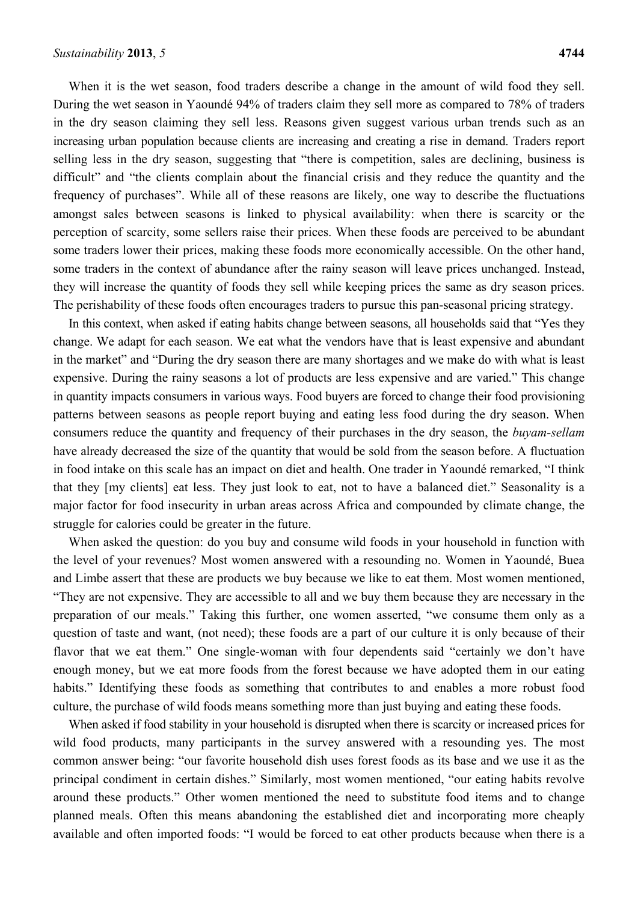When it is the wet season, food traders describe a change in the amount of wild food they sell. During the wet season in Yaoundé 94% of traders claim they sell more as compared to 78% of traders in the dry season claiming they sell less. Reasons given suggest various urban trends such as an increasing urban population because clients are increasing and creating a rise in demand. Traders report selling less in the dry season, suggesting that "there is competition, sales are declining, business is difficult" and "the clients complain about the financial crisis and they reduce the quantity and the frequency of purchases". While all of these reasons are likely, one way to describe the fluctuations amongst sales between seasons is linked to physical availability: when there is scarcity or the perception of scarcity, some sellers raise their prices. When these foods are perceived to be abundant some traders lower their prices, making these foods more economically accessible. On the other hand, some traders in the context of abundance after the rainy season will leave prices unchanged. Instead, they will increase the quantity of foods they sell while keeping prices the same as dry season prices. The perishability of these foods often encourages traders to pursue this pan-seasonal pricing strategy.

In this context, when asked if eating habits change between seasons, all households said that "Yes they change. We adapt for each season. We eat what the vendors have that is least expensive and abundant in the market" and "During the dry season there are many shortages and we make do with what is least expensive. During the rainy seasons a lot of products are less expensive and are varied." This change in quantity impacts consumers in various ways. Food buyers are forced to change their food provisioning patterns between seasons as people report buying and eating less food during the dry season. When consumers reduce the quantity and frequency of their purchases in the dry season, the *buyam-sellam* have already decreased the size of the quantity that would be sold from the season before. A fluctuation in food intake on this scale has an impact on diet and health. One trader in Yaoundé remarked, "I think that they [my clients] eat less. They just look to eat, not to have a balanced diet." Seasonality is a major factor for food insecurity in urban areas across Africa and compounded by climate change, the struggle for calories could be greater in the future.

When asked the question: do you buy and consume wild foods in your household in function with the level of your revenues? Most women answered with a resounding no. Women in Yaoundé, Buea and Limbe assert that these are products we buy because we like to eat them. Most women mentioned, "They are not expensive. They are accessible to all and we buy them because they are necessary in the preparation of our meals." Taking this further, one women asserted, "we consume them only as a question of taste and want, (not need); these foods are a part of our culture it is only because of their flavor that we eat them." One single-woman with four dependents said "certainly we don't have enough money, but we eat more foods from the forest because we have adopted them in our eating habits." Identifying these foods as something that contributes to and enables a more robust food culture, the purchase of wild foods means something more than just buying and eating these foods.

When asked if food stability in your household is disrupted when there is scarcity or increased prices for wild food products, many participants in the survey answered with a resounding yes. The most common answer being: "our favorite household dish uses forest foods as its base and we use it as the principal condiment in certain dishes." Similarly, most women mentioned, "our eating habits revolve around these products." Other women mentioned the need to substitute food items and to change planned meals. Often this means abandoning the established diet and incorporating more cheaply available and often imported foods: "I would be forced to eat other products because when there is a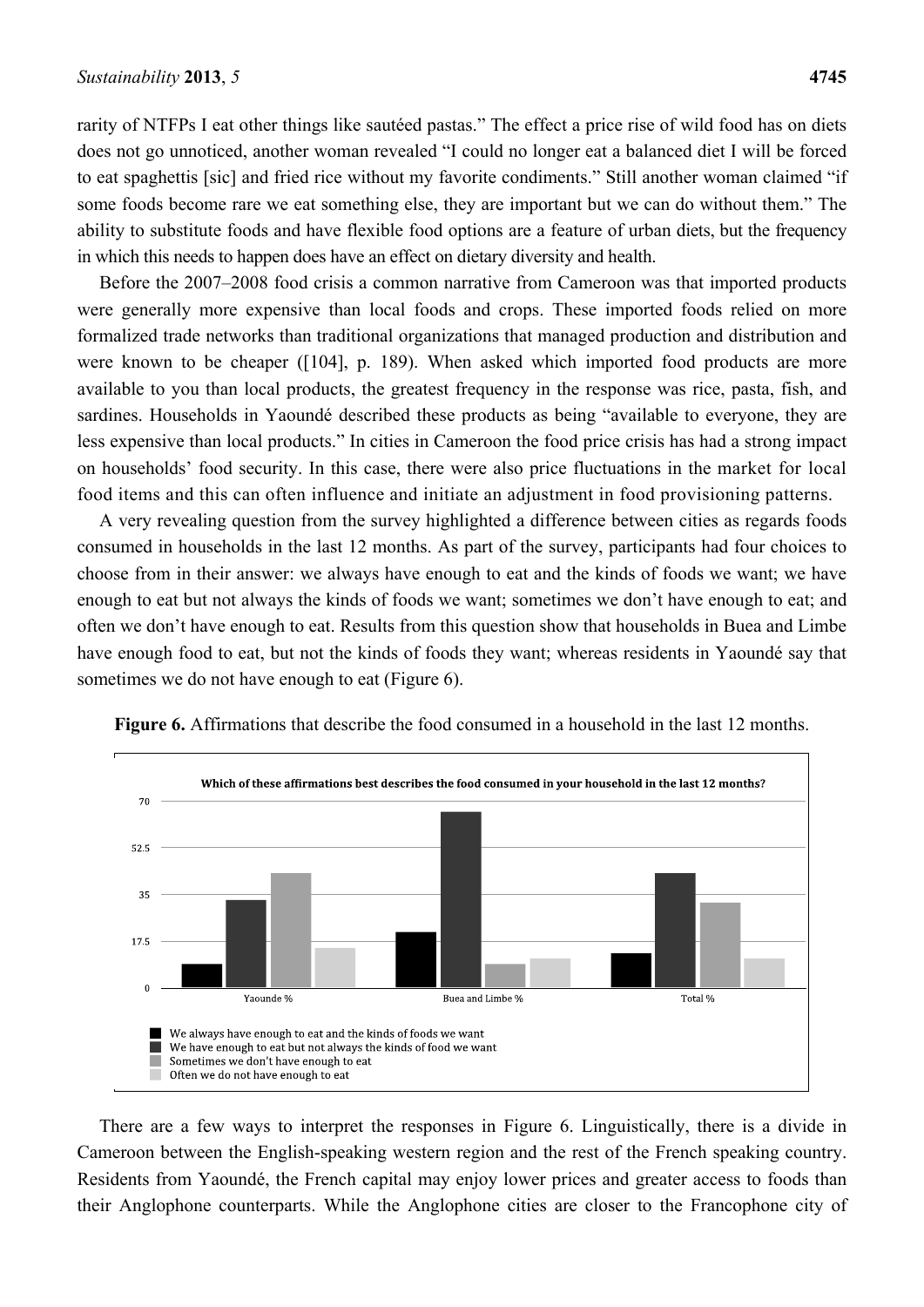rarity of NTFPs I eat other things like sautéed pastas." The effect a price rise of wild food has on diets does not go unnoticed, another woman revealed "I could no longer eat a balanced diet I will be forced to eat spaghettis [sic] and fried rice without my favorite condiments." Still another woman claimed "if some foods become rare we eat something else, they are important but we can do without them." The ability to substitute foods and have flexible food options are a feature of urban diets, but the frequency in which this needs to happen does have an effect on dietary diversity and health.

Before the 2007–2008 food crisis a common narrative from Cameroon was that imported products were generally more expensive than local foods and crops. These imported foods relied on more formalized trade networks than traditional organizations that managed production and distribution and were known to be cheaper ([104], p. 189). When asked which imported food products are more available to you than local products, the greatest frequency in the response was rice, pasta, fish, and sardines. Households in Yaoundé described these products as being "available to everyone, they are less expensive than local products." In cities in Cameroon the food price crisis has had a strong impact on households' food security. In this case, there were also price fluctuations in the market for local food items and this can often influence and initiate an adjustment in food provisioning patterns.

A very revealing question from the survey highlighted a difference between cities as regards foods consumed in households in the last 12 months. As part of the survey, participants had four choices to choose from in their answer: we always have enough to eat and the kinds of foods we want; we have enough to eat but not always the kinds of foods we want; sometimes we don't have enough to eat; and often we don't have enough to eat. Results from this question show that households in Buea and Limbe have enough food to eat, but not the kinds of foods they want; whereas residents in Yaoundé say that sometimes we do not have enough to eat (Figure 6).

**Figure 6.** Affirmations that describe the food consumed in a household in the last 12 months.

There are a few ways to interpret the responses in Figure 6. Linguistically, there is a divide in Cameroon between the English-speaking western region and the rest of the French speaking country. Residents from Yaoundé, the French capital may enjoy lower prices and greater access to foods than their Anglophone counterparts. While the Anglophone cities are closer to the Francophone city of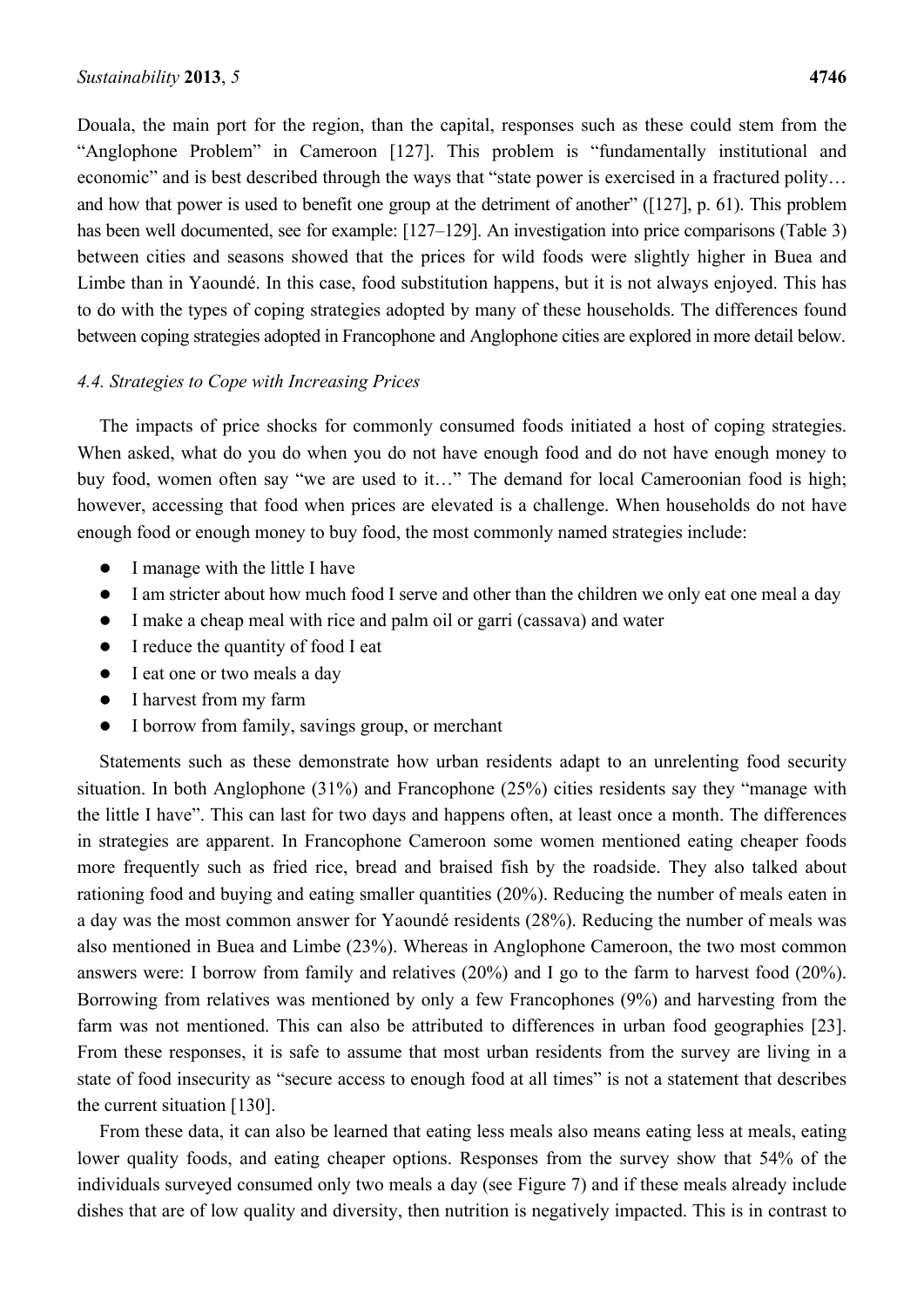Douala, the main port for the region, than the capital, responses such as these could stem from the "Anglophone Problem" in Cameroon [127]. This problem is "fundamentally institutional and economic" and is best described through the ways that "state power is exercised in a fractured polity… and how that power is used to benefit one group at the detriment of another" ([127], p. 61). This problem has been well documented, see for example: [127–129]. An investigation into price comparisons (Table 3) between cities and seasons showed that the prices for wild foods were slightly higher in Buea and Limbe than in Yaoundé. In this case, food substitution happens, but it is not always enjoyed. This has to do with the types of coping strategies adopted by many of these households. The differences found between coping strategies adopted in Francophone and Anglophone cities are explored in more detail below.

### *4.4. Strategies to Cope with Increasing Prices*

The impacts of price shocks for commonly consumed foods initiated a host of coping strategies. When asked, what do you do when you do not have enough food and do not have enough money to buy food, women often say "we are used to it…" The demand for local Cameroonian food is high; however, accessing that food when prices are elevated is a challenge. When households do not have enough food or enough money to buy food, the most commonly named strategies include:

- I manage with the little I have
- I am stricter about how much food I serve and other than the children we only eat one meal a day
- I make a cheap meal with rice and palm oil or garri (cassava) and water
- I reduce the quantity of food I eat
- I eat one or two meals a day
- I harvest from my farm
- I borrow from family, savings group, or merchant

Statements such as these demonstrate how urban residents adapt to an unrelenting food security situation. In both Anglophone (31%) and Francophone (25%) cities residents say they "manage with the little I have". This can last for two days and happens often, at least once a month. The differences in strategies are apparent. In Francophone Cameroon some women mentioned eating cheaper foods more frequently such as fried rice, bread and braised fish by the roadside. They also talked about rationing food and buying and eating smaller quantities (20%). Reducing the number of meals eaten in a day was the most common answer for Yaoundé residents (28%). Reducing the number of meals was also mentioned in Buea and Limbe (23%). Whereas in Anglophone Cameroon, the two most common answers were: I borrow from family and relatives (20%) and I go to the farm to harvest food (20%). Borrowing from relatives was mentioned by only a few Francophones (9%) and harvesting from the farm was not mentioned. This can also be attributed to differences in urban food geographies [23]. From these responses, it is safe to assume that most urban residents from the survey are living in a state of food insecurity as "secure access to enough food at all times" is not a statement that describes the current situation [130].

From these data, it can also be learned that eating less meals also means eating less at meals, eating lower quality foods, and eating cheaper options. Responses from the survey show that 54% of the individuals surveyed consumed only two meals a day (see Figure 7) and if these meals already include dishes that are of low quality and diversity, then nutrition is negatively impacted. This is in contrast to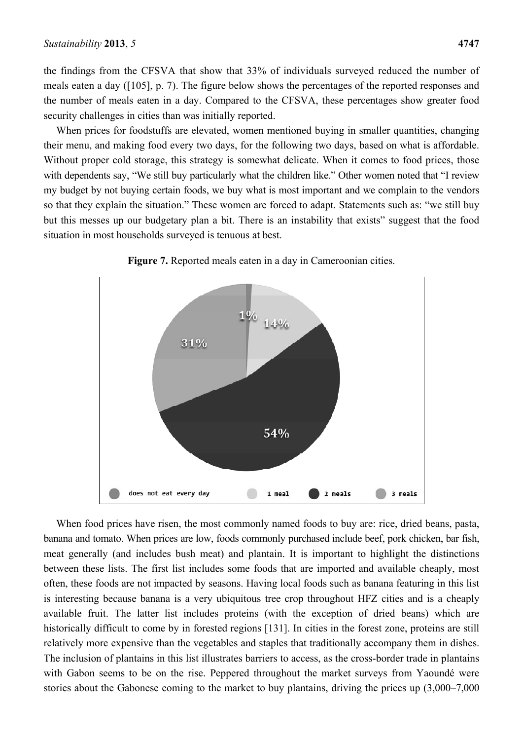the findings from the CFSVA that show that 33% of individuals surveyed reduced the number of meals eaten a day ([105], p. 7). The figure below shows the percentages of the reported responses and the number of meals eaten in a day. Compared to the CFSVA, these percentages show greater food security challenges in cities than was initially reported.

When prices for foodstuffs are elevated, women mentioned buying in smaller quantities, changing their menu, and making food every two days, for the following two days, based on what is affordable. Without proper cold storage, this strategy is somewhat delicate. When it comes to food prices, those with dependents say, "We still buy particularly what the children like." Other women noted that "I review my budget by not buying certain foods, we buy what is most important and we complain to the vendors so that they explain the situation." These women are forced to adapt. Statements such as: "we still buy but this messes up our budgetary plan a bit. There is an instability that exists" suggest that the food situation in most households surveyed is tenuous at best.

**Figure 7.** Reported meals eaten in a day in Cameroonian cities.

When food prices have risen, the most commonly named foods to buy are: rice, dried beans, pasta, banana and tomato. When prices are low, foods commonly purchased include beef, pork chicken, bar fish, meat generally (and includes bush meat) and plantain. It is important to highlight the distinctions between these lists. The first list includes some foods that are imported and available cheaply, most often, these foods are not impacted by seasons. Having local foods such as banana featuring in this list is interesting because banana is a very ubiquitous tree crop throughout HFZ cities and is a cheaply available fruit. The latter list includes proteins (with the exception of dried beans) which are historically difficult to come by in forested regions [131]. In cities in the forest zone, proteins are still relatively more expensive than the vegetables and staples that traditionally accompany them in dishes. The inclusion of plantains in this list illustrates barriers to access, as the cross-border trade in plantains with Gabon seems to be on the rise. Peppered throughout the market surveys from Yaoundé were stories about the Gabonese coming to the market to buy plantains, driving the prices up (3,000–7,000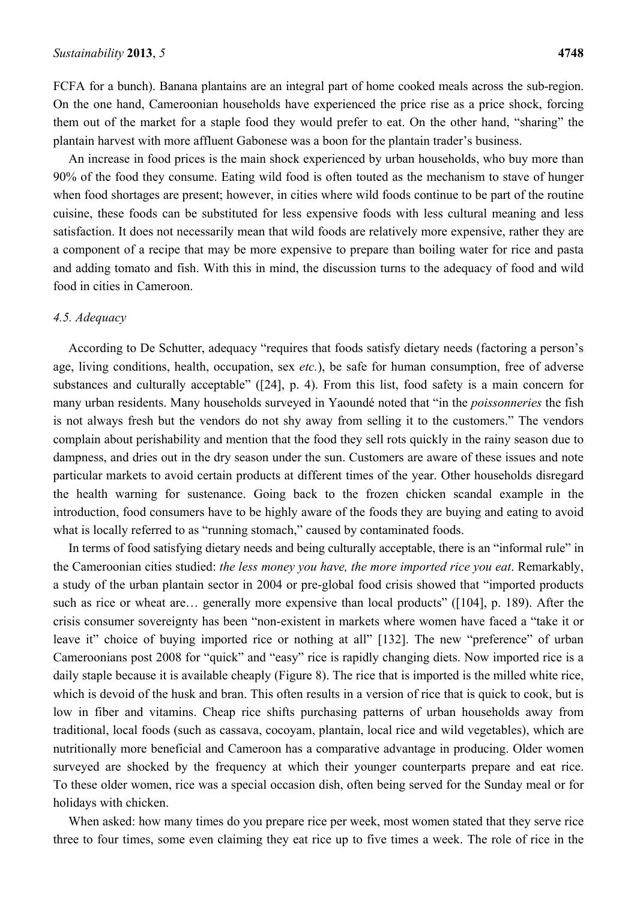FCFA for a bunch). Banana plantains are an integral part of home cooked meals across the sub-region. On the one hand, Cameroonian households have experienced the price rise as a price shock, forcing them out of the market for a staple food they would prefer to eat. On the other hand, "sharing" the plantain harvest with more affluent Gabonese was a boon for the plantain trader's business.

An increase in food prices is the main shock experienced by urban households, who buy more than 90% of the food they consume. Eating wild food is often touted as the mechanism to stave of hunger when food shortages are present; however, in cities where wild foods continue to be part of the routine cuisine, these foods can be substituted for less expensive foods with less cultural meaning and less satisfaction. It does not necessarily mean that wild foods are relatively more expensive, rather they are a component of a recipe that may be more expensive to prepare than boiling water for rice and pasta and adding tomato and fish. With this in mind, the discussion turns to the adequacy of food and wild food in cities in Cameroon.

### *4.5. Adequacy*

According to De Schutter, adequacy "requires that foods satisfy dietary needs (factoring a person's age, living conditions, health, occupation, sex *etc.*), be safe for human consumption, free of adverse substances and culturally acceptable" ([24], p. 4). From this list, food safety is a main concern for many urban residents. Many households surveyed in Yaoundé noted that "in the *poissonneries* the fish is not always fresh but the vendors do not shy away from selling it to the customers." The vendors complain about perishability and mention that the food they sell rots quickly in the rainy season due to dampness, and dries out in the dry season under the sun. Customers are aware of these issues and note particular markets to avoid certain products at different times of the year. Other households disregard the health warning for sustenance. Going back to the frozen chicken scandal example in the introduction, food consumers have to be highly aware of the foods they are buying and eating to avoid what is locally referred to as "running stomach," caused by contaminated foods.

In terms of food satisfying dietary needs and being culturally acceptable, there is an "informal rule" in the Cameroonian cities studied: *the less money you have, the more imported rice you eat*. Remarkably, a study of the urban plantain sector in 2004 or pre-global food crisis showed that "imported products such as rice or wheat are… generally more expensive than local products" ([104], p. 189). After the crisis consumer sovereignty has been "non-existent in markets where women have faced a "take it or leave it" choice of buying imported rice or nothing at all" [132]. The new "preference" of urban Cameroonians post 2008 for "quick" and "easy" rice is rapidly changing diets. Now imported rice is a daily staple because it is available cheaply (Figure 8). The rice that is imported is the milled white rice, which is devoid of the husk and bran. This often results in a version of rice that is quick to cook, but is low in fiber and vitamins. Cheap rice shifts purchasing patterns of urban households away from traditional, local foods (such as cassava, cocoyam, plantain, local rice and wild vegetables), which are nutritionally more beneficial and Cameroon has a comparative advantage in producing. Older women surveyed are shocked by the frequency at which their younger counterparts prepare and eat rice. To these older women, rice was a special occasion dish, often being served for the Sunday meal or for holidays with chicken.

When asked: how many times do you prepare rice per week, most women stated that they serve rice three to four times, some even claiming they eat rice up to five times a week. The role of rice in the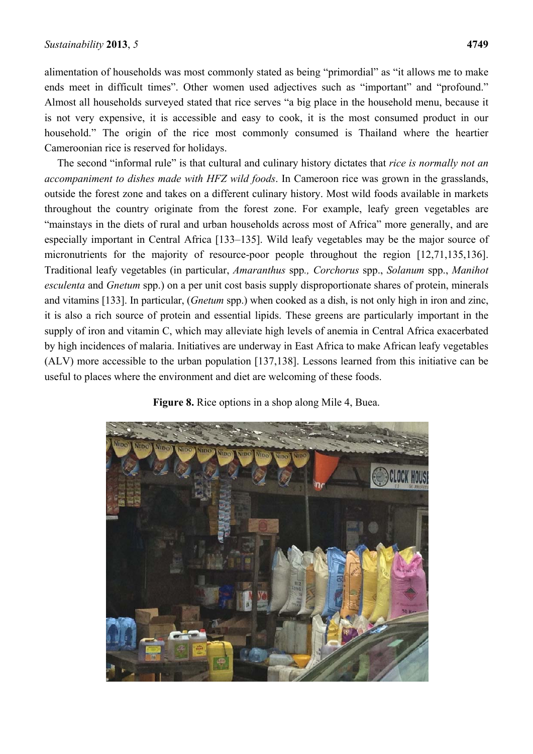alimentation of households was most commonly stated as being "primordial" as "it allows me to make ends meet in difficult times". Other women used adjectives such as "important" and "profound." Almost all households surveyed stated that rice serves "a big place in the household menu, because it is not very expensive, it is accessible and easy to cook, it is the most consumed product in our household." The origin of the rice most commonly consumed is Thailand where the heartier Cameroonian rice is reserved for holidays.

The second "informal rule" is that cultural and culinary history dictates that *rice is normally not an accompaniment to dishes made with HFZ wild foods*. In Cameroon rice was grown in the grasslands, outside the forest zone and takes on a different culinary history. Most wild foods available in markets throughout the country originate from the forest zone. For example, leafy green vegetables are "mainstays in the diets of rural and urban households across most of Africa" more generally, and are especially important in Central Africa [133–135]. Wild leafy vegetables may be the major source of micronutrients for the majority of resource-poor people throughout the region [12,71,135,136]. Traditional leafy vegetables (in particular, *Amaranthus* spp*., Corchorus* spp., *Solanum* spp., *Manihot esculenta* and *Gnetum* spp.) on a per unit cost basis supply disproportionate shares of protein, minerals and vitamins [133]. In particular, (*Gnetum* spp.) when cooked as a dish, is not only high in iron and zinc, it is also a rich source of protein and essential lipids. These greens are particularly important in the supply of iron and vitamin C, which may alleviate high levels of anemia in Central Africa exacerbated by high incidences of malaria. Initiatives are underway in East Africa to make African leafy vegetables (ALV) more accessible to the urban population [137,138]. Lessons learned from this initiative can be useful to places where the environment and diet are welcoming of these foods.

**Figure 8.** Rice options in a shop along Mile 4, Buea.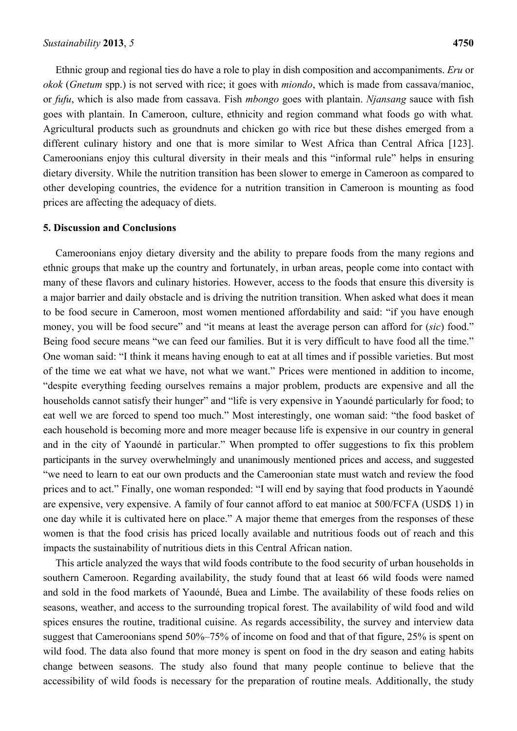Ethnic group and regional ties do have a role to play in dish composition and accompaniments. *Eru* or *okok* (*Gnetum* spp.) is not served with rice; it goes with *miondo*, which is made from cassava/manioc, or *fufu*, which is also made from cassava. Fish *mbongo* goes with plantain. *Njansang* sauce with fish goes with plantain. In Cameroon, culture, ethnicity and region command what foods go with what. Agricultural products such as groundnuts and chicken go with rice but these dishes emerged from a different culinary history and one that is more similar to West Africa than Central Africa [123]. Cameroonians enjoy this cultural diversity in their meals and this "informal rule" helps in ensuring dietary diversity. While the nutrition transition has been slower to emerge in Cameroon as compared to other developing countries, the evidence for a nutrition transition in Cameroon is mounting as food prices are affecting the adequacy of diets.

## 5. Discussion and Conclusions

Cameroonians enjoy dietary diversity and the ability to prepare foods from the many regions and ethnic groups that make up the country and fortunately, in urban areas, people come into contact with many of these flavors and culinary histories. However, access to the foods that ensure this diversity is a major barrier and daily obstacle and is driving the nutrition transition. When asked what does it mean to be food secure in Cameroon, most women mentioned affordability and said: "if you have enough money, you will be food secure" and "it means at least the average person can afford for (*sic*) food." Being food secure means "we can feed our families. But it is very difficult to have food all the time." One woman said: "I think it means having enough to eat at all times and if possible varieties. But most of the time we eat what we have, not what we want." Prices were mentioned in addition to income, "despite everything feeding ourselves remains a major problem, products are expensive and all the households cannot satisfy their hunger" and "life is very expensive in Yaoundé particularly for food; to eat well we are forced to spend too much." Most interestingly, one woman said: "the food basket of each household is becoming more and more meager because life is expensive in our country in general and in the city of Yaoundé in particular." When prompted to offer suggestions to fix this problem participants in the survey overwhelmingly and unanimously mentioned prices and access, and suggested "we need to learn to eat our own products and the Cameroonian state must watch and review the food prices and to act." Finally, one woman responded: "I will end by saying that food products in Yaoundé are expensive, very expensive. A family of four cannot afford to eat manioc at 500/FCFA (USD$ 1) in one day while it is cultivated here on place." A major theme that emerges from the responses of these women is that the food crisis has priced locally available and nutritious foods out of reach and this impacts the sustainability of nutritious diets in this Central African nation.

This article analyzed the ways that wild foods contribute to the food security of urban households in southern Cameroon. Regarding availability, the study found that at least 66 wild foods were named and sold in the food markets of Yaoundé, Buea and Limbe. The availability of these foods relies on seasons, weather, and access to the surrounding tropical forest. The availability of wild food and wild spices ensures the routine, traditional cuisine. As regards accessibility, the survey and interview data suggest that Cameroonians spend 50%–75% of income on food and that of that figure, 25% is spent on wild food. The data also found that more money is spent on food in the dry season and eating habits change between seasons. The study also found that many people continue to believe that the accessibility of wild foods is necessary for the preparation of routine meals. Additionally, the study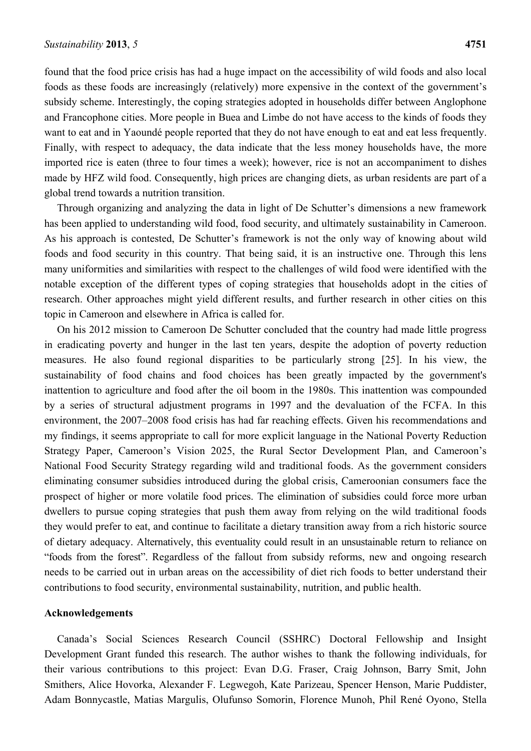found that the food price crisis has had a huge impact on the accessibility of wild foods and also local foods as these foods are increasingly (relatively) more expensive in the context of the government's subsidy scheme. Interestingly, the coping strategies adopted in households differ between Anglophone and Francophone cities. More people in Buea and Limbe do not have access to the kinds of foods they want to eat and in Yaoundé people reported that they do not have enough to eat and eat less frequently. Finally, with respect to adequacy, the data indicate that the less money households have, the more imported rice is eaten (three to four times a week); however, rice is not an accompaniment to dishes made by HFZ wild food. Consequently, high prices are changing diets, as urban residents are part of a global trend towards a nutrition transition.

Through organizing and analyzing the data in light of De Schutter's dimensions a new framework has been applied to understanding wild food, food security, and ultimately sustainability in Cameroon. As his approach is contested, De Schutter's framework is not the only way of knowing about wild foods and food security in this country. That being said, it is an instructive one. Through this lens many uniformities and similarities with respect to the challenges of wild food were identified with the notable exception of the different types of coping strategies that households adopt in the cities of research. Other approaches might yield different results, and further research in other cities on this topic in Cameroon and elsewhere in Africa is called for.

On his 2012 mission to Cameroon De Schutter concluded that the country had made little progress in eradicating poverty and hunger in the last ten years, despite the adoption of poverty reduction measures. He also found regional disparities to be particularly strong [25]. In his view, the sustainability of food chains and food choices has been greatly impacted by the government's inattention to agriculture and food after the oil boom in the 1980s. This inattention was compounded by a series of structural adjustment programs in 1997 and the devaluation of the FCFA. In this environment, the 2007–2008 food crisis has had far reaching effects. Given his recommendations and my findings, it seems appropriate to call for more explicit language in the National Poverty Reduction Strategy Paper, Cameroon's Vision 2025, the Rural Sector Development Plan, and Cameroon's National Food Security Strategy regarding wild and traditional foods. As the government considers eliminating consumer subsidies introduced during the global crisis, Cameroonian consumers face the prospect of higher or more volatile food prices. The elimination of subsidies could force more urban dwellers to pursue coping strategies that push them away from relying on the wild traditional foods they would prefer to eat, and continue to facilitate a dietary transition away from a rich historic source of dietary adequacy. Alternatively, this eventuality could result in an unsustainable return to reliance on "foods from the forest". Regardless of the fallout from subsidy reforms, new and ongoing research needs to be carried out in urban areas on the accessibility of diet rich foods to better understand their contributions to food security, environmental sustainability, nutrition, and public health.

## Acknowledgements

Canada's Social Sciences Research Council (SSHRC) Doctoral Fellowship and Insight Development Grant funded this research. The author wishes to thank the following individuals, for their various contributions to this project: Evan D.G. Fraser, Craig Johnson, Barry Smit, John Smithers, Alice Hovorka, Alexander F. Legwegoh, Kate Parizeau, Spencer Henson, Marie Puddister, Adam Bonnycastle, Matias Margulis, Olufunso Somorin, Florence Munoh, Phil René Oyono, Stella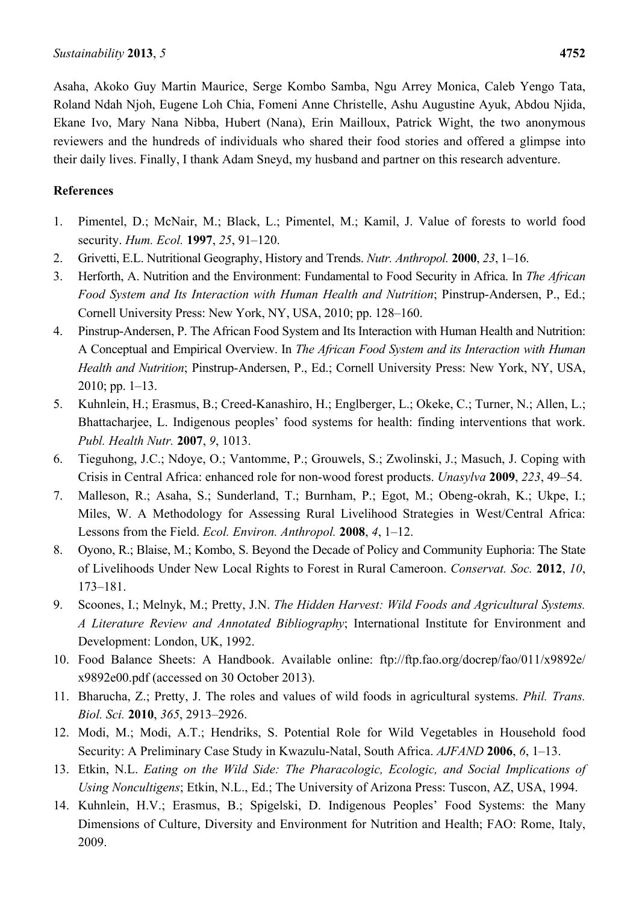Asaha, Akoko Guy Martin Maurice, Serge Kombo Samba, Ngu Arrey Monica, Caleb Yengo Tata, Roland Ndah Njoh, Eugene Loh Chia, Fomeni Anne Christelle, Ashu Augustine Ayuk, Abdou Njida, Ekane Ivo, Mary Nana Nibba, Hubert (Nana), Erin Mailloux, Patrick Wight, the two anonymous reviewers and the hundreds of individuals who shared their food stories and offered a glimpse into their daily lives. Finally, I thank Adam Sneyd, my husband and partner on this research adventure.

## References

1. Pimentel, D.; McNair, M.; Black, L.; Pimentel, M.; Kamil, J. Value of forests to world food security. *Hum. Ecol.* **1997**, *25*, 91–120.
2. Grivetti, E.L. Nutritional Geography, History and Trends. *Nutr. Anthropol.* **2000**, *23*, 1–16.
3. Herforth, A. Nutrition and the Environment: Fundamental to Food Security in Africa. In *The African Food System and Its Interaction with Human Health and Nutrition*; Pinstrup-Andersen, P., Ed.; Cornell University Press: New York, NY, USA, 2010; pp. 128–160.
4. Pinstrup-Andersen, P. The African Food System and Its Interaction with Human Health and Nutrition: A Conceptual and Empirical Overview. In *The African Food System and its Interaction with Human Health and Nutrition*; Pinstrup-Andersen, P., Ed.; Cornell University Press: New York, NY, USA, 2010; pp. 1–13.
5. Kuhnlein, H.; Erasmus, B.; Creed-Kanashiro, H.; Englberger, L.; Okeke, C.; Turner, N.; Allen, L.; Bhattacharjee, L. Indigenous peoples' food systems for health: finding interventions that work. *Publ. Health Nutr.* **2007**, *9*, 1013.
6. Tieguhong, J.C.; Ndoye, O.; Vantomme, P.; Grouwels, S.; Zwolinski, J.; Masuch, J. Coping with Crisis in Central Africa: enhanced role for non-wood forest products. *Unasylva* **2009**, *223*, 49–54.
7. Malleson, R.; Asaha, S.; Sunderland, T.; Burnham, P.; Egot, M.; Obeng-okrah, K.; Ukpe, I.; Miles, W. A Methodology for Assessing Rural Livelihood Strategies in West/Central Africa: Lessons from the Field. *Ecol. Environ. Anthropol.* **2008**, *4*, 1–12.
8. Oyono, R.; Blaise, M.; Kombo, S. Beyond the Decade of Policy and Community Euphoria: The State of Livelihoods Under New Local Rights to Forest in Rural Cameroon. *Conservat. Soc.* **2012**, *10*, 173–181.
9. Scoones, I.; Melnyk, M.; Pretty, J.N. *The Hidden Harvest: Wild Foods and Agricultural Systems. A Literature Review and Annotated Bibliography*; International Institute for Environment and Development: London, UK, 1992.
10. Food Balance Sheets: A Handbook. Available online: ftp://ftp.fao.org/docrep/fao/011/x9892e/x9892e00.pdf (accessed on 30 October 2013).
11. Bharucha, Z.; Pretty, J. The roles and values of wild foods in agricultural systems. *Phil. Trans. Biol. Sci.* **2010**, *365*, 2913–2926.
12. Modi, M.; Modi, A.T.; Hendriks, S. Potential Role for Wild Vegetables in Household food Security: A Preliminary Case Study in Kwazulu-Natal, South Africa. *AJFAND* **2006**, *6*, 1–13.
13. Etkin, N.L. *Eating on the Wild Side: The Pharacologic, Ecologic, and Social Implications of Using Noncultigens*; Etkin, N.L., Ed.; The University of Arizona Press: Tuscon, AZ, USA, 1994.
14. Kuhnlein, H.V.; Erasmus, B.; Spigelski, D. Indigenous Peoples' Food Systems: the Many Dimensions of Culture, Diversity and Environment for Nutrition and Health; FAO: Rome, Italy, 2009.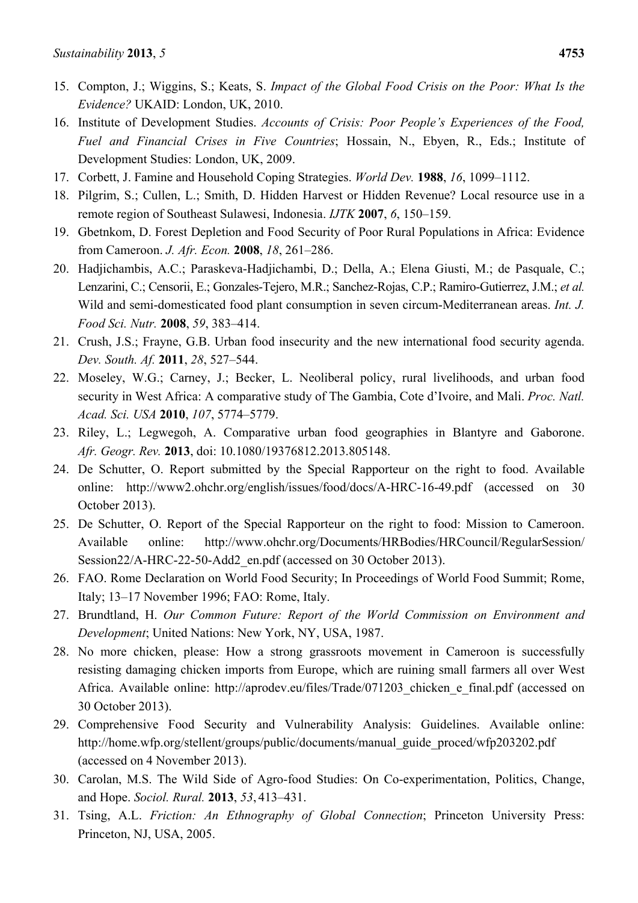15. Compton, J.; Wiggins, S.; Keats, S. *Impact of the Global Food Crisis on the Poor: What Is the Evidence?* UKAID: London, UK, 2010.
16. Institute of Development Studies. *Accounts of Crisis: Poor People's Experiences of the Food, Fuel and Financial Crises in Five Countries*; Hossain, N., Ebyen, R., Eds.; Institute of Development Studies: London, UK, 2009.
17. Corbett, J. Famine and Household Coping Strategies. *World Dev.* **1988**, *16*, 1099–1112.
18. Pilgrim, S.; Cullen, L.; Smith, D. Hidden Harvest or Hidden Revenue? Local resource use in a remote region of Southeast Sulawesi, Indonesia. *IJTK* **2007**, *6*, 150–159.
19. Gbetnkom, D. Forest Depletion and Food Security of Poor Rural Populations in Africa: Evidence from Cameroon. *J. Afr. Econ.* **2008**, *18*, 261–286.
20. Hadjichambis, A.C.; Paraskeva-Hadjichambi, D.; Della, A.; Elena Giusti, M.; de Pasquale, C.; Lenzarini, C.; Censorii, E.; Gonzales-Tejero, M.R.; Sanchez-Rojas, C.P.; Ramiro-Gutierrez, J.M.; *et al.* Wild and semi-domesticated food plant consumption in seven circum-Mediterranean areas. *Int. J. Food Sci. Nutr.* **2008**, *59*, 383–414.
21. Crush, J.S.; Frayne, G.B. Urban food insecurity and the new international food security agenda. *Dev. South. Af.* **2011**, *28*, 527–544.
22. Moseley, W.G.; Carney, J.; Becker, L. Neoliberal policy, rural livelihoods, and urban food security in West Africa: A comparative study of The Gambia, Cote d'Ivoire, and Mali. *Proc. Natl. Acad. Sci. USA* **2010**, *107*, 5774–5779.
23. Riley, L.; Legwegoh, A. Comparative urban food geographies in Blantyre and Gaborone. *Afr. Geogr. Rev.* **2013**, doi: 10.1080/19376812.2013.805148.
24. De Schutter, O. Report submitted by the Special Rapporteur on the right to food. Available online: http://www2.ohchr.org/english/issues/food/docs/A-HRC-16-49.pdf (accessed on 30 October 2013).
25. De Schutter, O. Report of the Special Rapporteur on the right to food: Mission to Cameroon. Available online: http://www.ohchr.org/Documents/HRBodies/HRCouncil/RegularSession/Session22/A-HRC-22-50-Add2_en.pdf (accessed on 30 October 2013).
26. FAO. Rome Declaration on World Food Security; In Proceedings of World Food Summit; Rome, Italy; 13–17 November 1996; FAO: Rome, Italy.
27. Brundtland, H. *Our Common Future: Report of the World Commission on Environment and Development*; United Nations: New York, NY, USA, 1987.
28. No more chicken, please: How a strong grassroots movement in Cameroon is successfully resisting damaging chicken imports from Europe, which are ruining small farmers all over West Africa. Available online: http://aprodev.eu/files/Trade/071203_chicken_e_final.pdf (accessed on 30 October 2013).
29. Comprehensive Food Security and Vulnerability Analysis: Guidelines. Available online: http://home.wfp.org/stellent/groups/public/documents/manual_guide_proced/wfp203202.pdf (accessed on 4 November 2013).
30. Carolan, M.S. The Wild Side of Agro-food Studies: On Co-experimentation, Politics, Change, and Hope. *Sociol. Rural.* **2013**, *53*, 413–431.
31. Tsing, A.L. *Friction: An Ethnography of Global Connection*; Princeton University Press: Princeton, NJ, USA, 2005.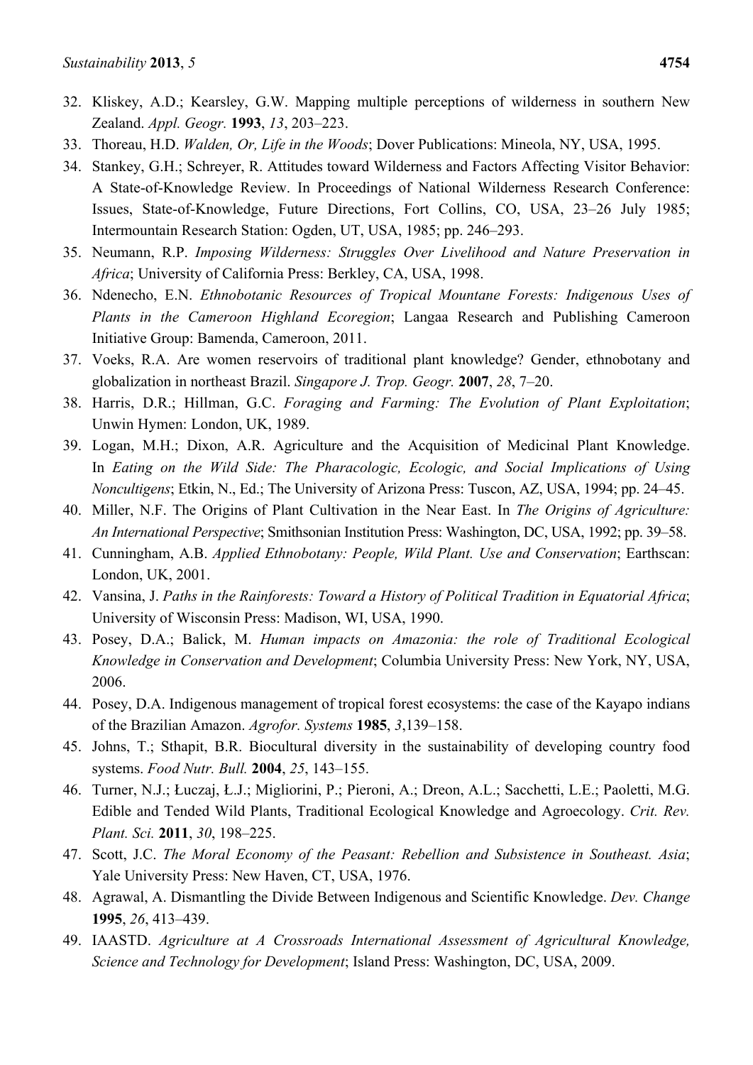32. Kliskey, A.D.; Kearsley, G.W. Mapping multiple perceptions of wilderness in southern New Zealand. *Appl. Geogr.* **1993**, *13*, 203–223.
33. Thoreau, H.D. *Walden, Or, Life in the Woods*; Dover Publications: Mineola, NY, USA, 1995.
34. Stankey, G.H.; Schreyer, R. Attitudes toward Wilderness and Factors Affecting Visitor Behavior: A State-of-Knowledge Review. In Proceedings of National Wilderness Research Conference: Issues, State-of-Knowledge, Future Directions, Fort Collins, CO, USA, 23–26 July 1985; Intermountain Research Station: Ogden, UT, USA, 1985; pp. 246–293.
35. Neumann, R.P. *Imposing Wilderness: Struggles Over Livelihood and Nature Preservation in Africa*; University of California Press: Berkley, CA, USA, 1998.
36. Ndenecho, E.N. *Ethnobotanic Resources of Tropical Mountane Forests: Indigenous Uses of Plants in the Cameroon Highland Ecoregion*; Langaa Research and Publishing Cameroon Initiative Group: Bamenda, Cameroon, 2011.
37. Voeks, R.A. Are women reservoirs of traditional plant knowledge? Gender, ethnobotany and globalization in northeast Brazil. *Singapore J. Trop. Geogr.* **2007**, *28*, 7–20.
38. Harris, D.R.; Hillman, G.C. *Foraging and Farming: The Evolution of Plant Exploitation*; Unwin Hymen: London, UK, 1989.
39. Logan, M.H.; Dixon, A.R. Agriculture and the Acquisition of Medicinal Plant Knowledge. In *Eating on the Wild Side: The Pharacologic, Ecologic, and Social Implications of Using Noncultigens*; Etkin, N., Ed.; The University of Arizona Press: Tuscon, AZ, USA, 1994; pp. 24–45.
40. Miller, N.F. The Origins of Plant Cultivation in the Near East. In *The Origins of Agriculture: An International Perspective*; Smithsonian Institution Press: Washington, DC, USA, 1992; pp. 39–58.
41. Cunningham, A.B. *Applied Ethnobotany: People, Wild Plant. Use and Conservation*; Earthscan: London, UK, 2001.
42. Vansina, J. *Paths in the Rainforests: Toward a History of Political Tradition in Equatorial Africa*; University of Wisconsin Press: Madison, WI, USA, 1990.
43. Posey, D.A.; Balick, M. *Human impacts on Amazonia: the role of Traditional Ecological Knowledge in Conservation and Development*; Columbia University Press: New York, NY, USA, 2006.
44. Posey, D.A. Indigenous management of tropical forest ecosystems: the case of the Kayapo indians of the Brazilian Amazon. *Agrofor. Systems* **1985**, *3*,139–158.
45. Johns, T.; Sthapit, B.R. Biocultural diversity in the sustainability of developing country food systems. *Food Nutr. Bull.* **2004**, *25*, 143–155.
46. Turner, N.J.; Łuczaj, Ł.J.; Migliorini, P.; Pieroni, A.; Dreon, A.L.; Sacchetti, L.E.; Paoletti, M.G. Edible and Tended Wild Plants, Traditional Ecological Knowledge and Agroecology. *Crit. Rev. Plant. Sci.* **2011**, *30*, 198–225.
47. Scott, J.C. *The Moral Economy of the Peasant: Rebellion and Subsistence in Southeast. Asia*; Yale University Press: New Haven, CT, USA, 1976.
48. Agrawal, A. Dismantling the Divide Between Indigenous and Scientific Knowledge. *Dev. Change* **1995**, *26*, 413–439.
49. IAASTD. *Agriculture at A Crossroads International Assessment of Agricultural Knowledge, Science and Technology for Development*; Island Press: Washington, DC, USA, 2009.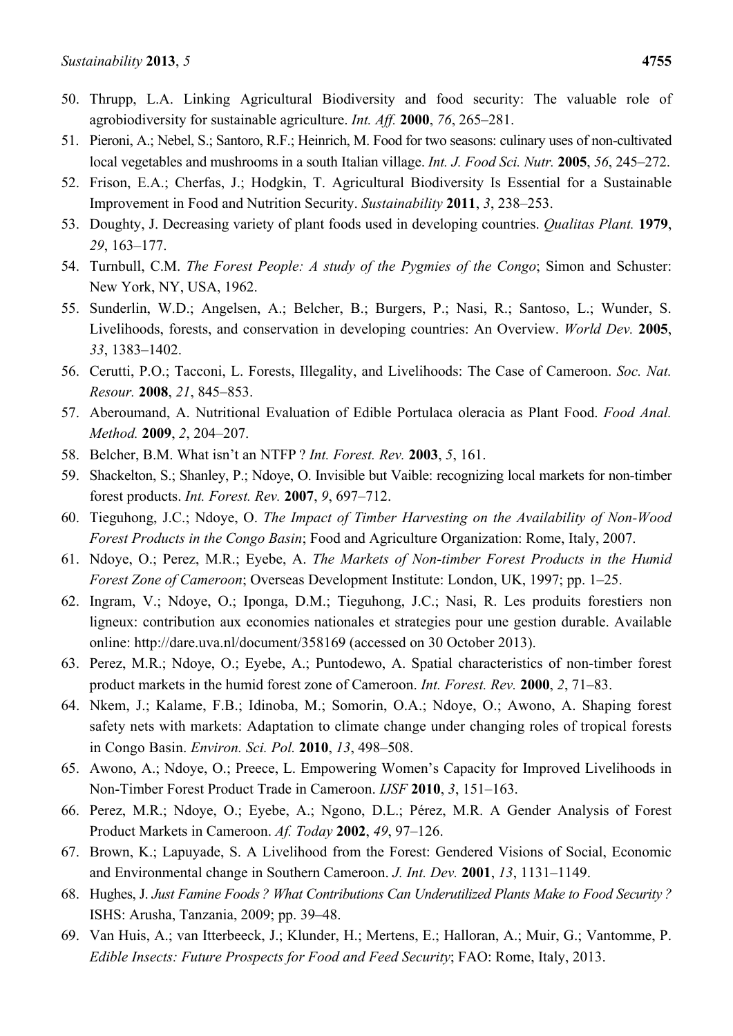50. Thrupp, L.A. Linking Agricultural Biodiversity and food security: The valuable role of agrobiodiversity for sustainable agriculture. *Int. Aff.* **2000**, *76*, 265–281.
51. Pieroni, A.; Nebel, S.; Santoro, R.F.; Heinrich, M. Food for two seasons: culinary uses of non-cultivated local vegetables and mushrooms in a south Italian village. *Int. J. Food Sci. Nutr.* **2005**, *56*, 245–272.
52. Frison, E.A.; Cherfas, J.; Hodgkin, T. Agricultural Biodiversity Is Essential for a Sustainable Improvement in Food and Nutrition Security. *Sustainability* **2011**, *3*, 238–253.
53. Doughty, J. Decreasing variety of plant foods used in developing countries. *Qualitas Plant.* **1979**, *29*, 163–177.
54. Turnbull, C.M. *The Forest People: A study of the Pygmies of the Congo*; Simon and Schuster: New York, NY, USA, 1962.
55. Sunderlin, W.D.; Angelsen, A.; Belcher, B.; Burgers, P.; Nasi, R.; Santoso, L.; Wunder, S. Livelihoods, forests, and conservation in developing countries: An Overview. *World Dev.* **2005**, *33*, 1383–1402.
56. Cerutti, P.O.; Tacconi, L. Forests, Illegality, and Livelihoods: The Case of Cameroon. *Soc. Nat. Resour.* **2008**, *21*, 845–853.
57. Aberoumand, A. Nutritional Evaluation of Edible Portulaca oleracia as Plant Food. *Food Anal. Method.* **2009**, *2*, 204–207.
58. Belcher, B.M. What isn't an NTFP ? *Int. Forest. Rev.* **2003**, *5*, 161.
59. Shackelton, S.; Shanley, P.; Ndoye, O. Invisible but Vaible: recognizing local markets for non-timber forest products. *Int. Forest. Rev.* **2007**, *9*, 697–712.
60. Tieguhong, J.C.; Ndoye, O. *The Impact of Timber Harvesting on the Availability of Non-Wood Forest Products in the Congo Basin*; Food and Agriculture Organization: Rome, Italy, 2007.
61. Ndoye, O.; Perez, M.R.; Eyebe, A. *The Markets of Non-timber Forest Products in the Humid Forest Zone of Cameroon*; Overseas Development Institute: London, UK, 1997; pp. 1–25.
62. Ingram, V.; Ndoye, O.; Iponga, D.M.; Tieguhong, J.C.; Nasi, R. Les produits forestiers non ligneux: contribution aux economies nationales et strategies pour une gestion durable. Available online: http://dare.uva.nl/document/358169 (accessed on 30 October 2013).
63. Perez, M.R.; Ndoye, O.; Eyebe, A.; Puntodewo, A. Spatial characteristics of non-timber forest product markets in the humid forest zone of Cameroon. *Int. Forest. Rev.* **2000**, *2*, 71–83.
64. Nkem, J.; Kalame, F.B.; Idinoba, M.; Somorin, O.A.; Ndoye, O.; Awono, A. Shaping forest safety nets with markets: Adaptation to climate change under changing roles of tropical forests in Congo Basin. *Environ. Sci. Pol.* **2010**, *13*, 498–508.
65. Awono, A.; Ndoye, O.; Preece, L. Empowering Women's Capacity for Improved Livelihoods in Non-Timber Forest Product Trade in Cameroon. *IJSF* **2010**, *3*, 151–163.
66. Perez, M.R.; Ndoye, O.; Eyebe, A.; Ngono, D.L.; Pérez, M.R. A Gender Analysis of Forest Product Markets in Cameroon. *Af. Today* **2002**, *49*, 97–126.
67. Brown, K.; Lapuyade, S. A Livelihood from the Forest: Gendered Visions of Social, Economic and Environmental change in Southern Cameroon. *J. Int. Dev.* **2001**, *13*, 1131–1149.
68. Hughes, J. *Just Famine Foods ? What Contributions Can Underutilized Plants Make to Food Security ?* ISHS: Arusha, Tanzania, 2009; pp. 39–48.
69. Van Huis, A.; van Itterbeeck, J.; Klunder, H.; Mertens, E.; Halloran, A.; Muir, G.; Vantomme, P. *Edible Insects: Future Prospects for Food and Feed Security*; FAO: Rome, Italy, 2013.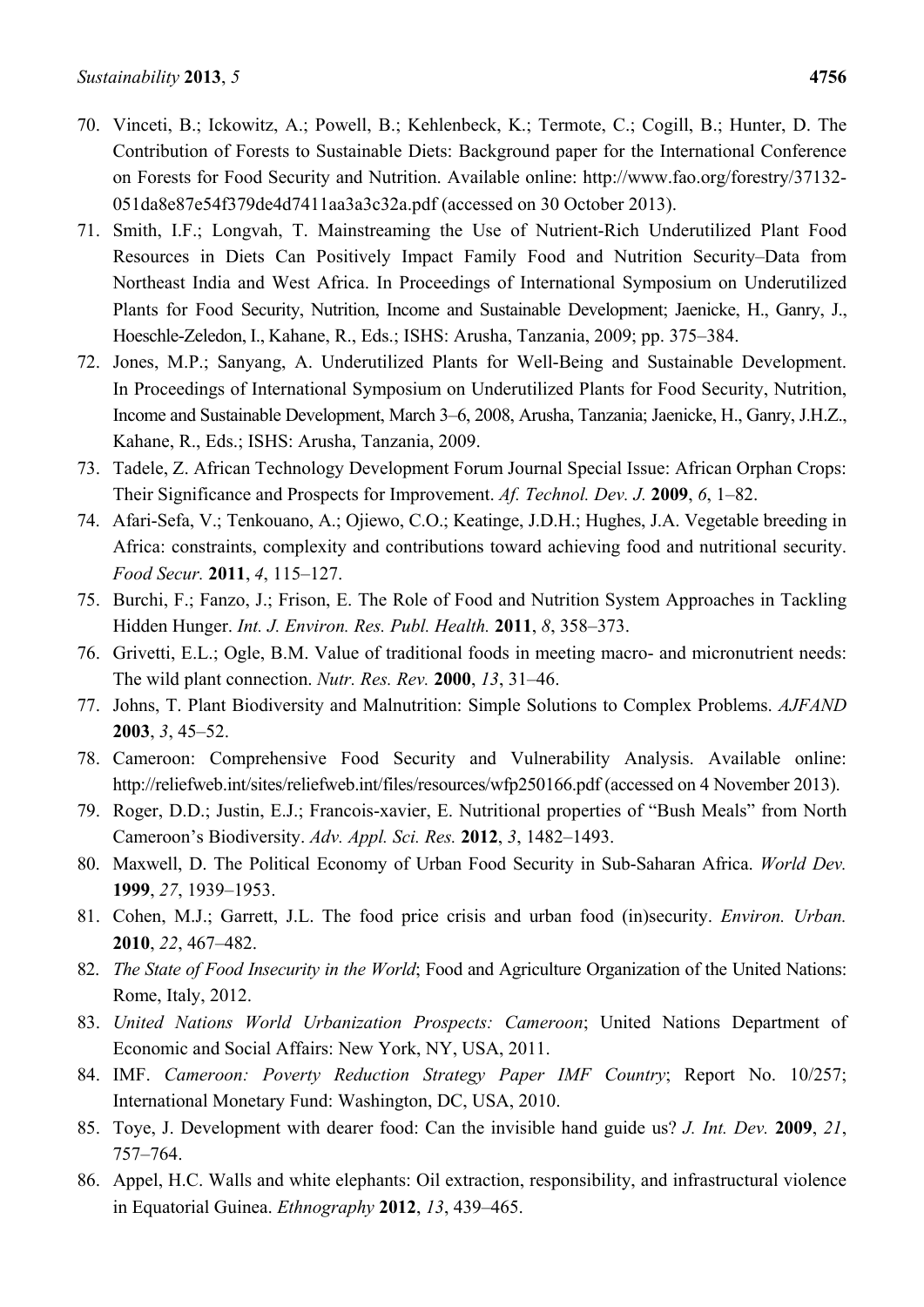70. Vinceti, B.; Ickowitz, A.; Powell, B.; Kehlenbeck, K.; Termote, C.; Cogill, B.; Hunter, D. The Contribution of Forests to Sustainable Diets: Background paper for the International Conference on Forests for Food Security and Nutrition. Available online: http://www.fao.org/forestry/37132-051da8e87e54f379de4d7411aa3a3c32a.pdf (accessed on 30 October 2013).
71. Smith, I.F.; Longvah, T. Mainstreaming the Use of Nutrient-Rich Underutilized Plant Food Resources in Diets Can Positively Impact Family Food and Nutrition Security–Data from Northeast India and West Africa. In Proceedings of International Symposium on Underutilized Plants for Food Security, Nutrition, Income and Sustainable Development; Jaenicke, H., Ganry, J., Hoeschle-Zeledon, I., Kahane, R., Eds.; ISHS: Arusha, Tanzania, 2009; pp. 375–384.
72. Jones, M.P.; Sanyang, A. Underutilized Plants for Well-Being and Sustainable Development. In Proceedings of International Symposium on Underutilized Plants for Food Security, Nutrition, Income and Sustainable Development, March 3–6, 2008, Arusha, Tanzania; Jaenicke, H., Ganry, J.H.Z., Kahane, R., Eds.; ISHS: Arusha, Tanzania, 2009.
73. Tadele, Z. African Technology Development Forum Journal Special Issue: African Orphan Crops: Their Significance and Prospects for Improvement. *Af. Technol. Dev. J.* **2009**, *6*, 1–82.
74. Afari-Sefa, V.; Tenkouano, A.; Ojiewo, C.O.; Keatinge, J.D.H.; Hughes, J.A. Vegetable breeding in Africa: constraints, complexity and contributions toward achieving food and nutritional security. *Food Secur.* **2011**, *4*, 115–127.
75. Burchi, F.; Fanzo, J.; Frison, E. The Role of Food and Nutrition System Approaches in Tackling Hidden Hunger. *Int. J. Environ. Res. Publ. Health.* **2011**, *8*, 358–373.
76. Grivetti, E.L.; Ogle, B.M. Value of traditional foods in meeting macro- and micronutrient needs: The wild plant connection. *Nutr. Res. Rev.* **2000**, *13*, 31–46.
77. Johns, T. Plant Biodiversity and Malnutrition: Simple Solutions to Complex Problems. *AJFAND* **2003**, *3*, 45–52.
78. Cameroon: Comprehensive Food Security and Vulnerability Analysis. Available online: http://reliefweb.int/sites/reliefweb.int/files/resources/wfp250166.pdf (accessed on 4 November 2013).
79. Roger, D.D.; Justin, E.J.; Francois-xavier, E. Nutritional properties of "Bush Meals" from North Cameroon's Biodiversity. *Adv. Appl. Sci. Res.* **2012**, *3*, 1482–1493.
80. Maxwell, D. The Political Economy of Urban Food Security in Sub-Saharan Africa. *World Dev.* **1999**, *27*, 1939–1953.
81. Cohen, M.J.; Garrett, J.L. The food price crisis and urban food (in)security. *Environ. Urban.* **2010**, *22*, 467–482.
82. *The State of Food Insecurity in the World*; Food and Agriculture Organization of the United Nations: Rome, Italy, 2012.
83. *United Nations World Urbanization Prospects: Cameroon*; United Nations Department of Economic and Social Affairs: New York, NY, USA, 2011.
84. IMF. *Cameroon: Poverty Reduction Strategy Paper IMF Country*; Report No. 10/257; International Monetary Fund: Washington, DC, USA, 2010.
85. Toye, J. Development with dearer food: Can the invisible hand guide us? *J. Int. Dev.* **2009**, *21*, 757–764.
86. Appel, H.C. Walls and white elephants: Oil extraction, responsibility, and infrastructural violence in Equatorial Guinea. *Ethnography* **2012**, *13*, 439–465.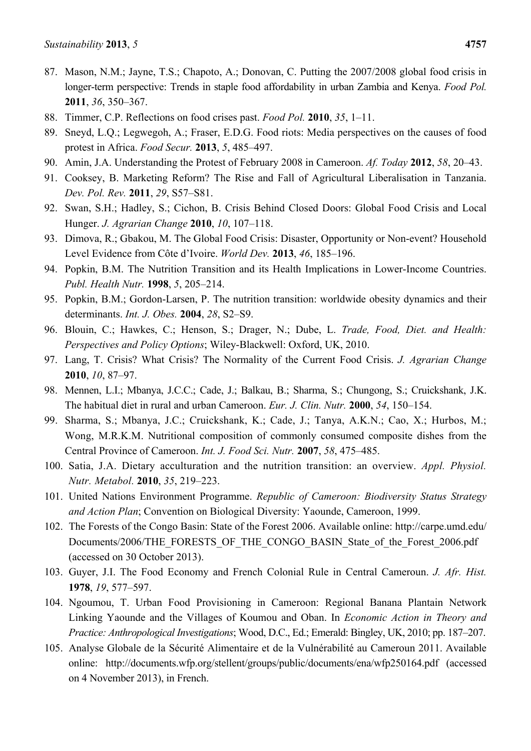87. Mason, N.M.; Jayne, T.S.; Chapoto, A.; Donovan, C. Putting the 2007/2008 global food crisis in longer-term perspective: Trends in staple food affordability in urban Zambia and Kenya. *Food Pol.* **2011**, *36*, 350–367.
88. Timmer, C.P. Reflections on food crises past. *Food Pol.* **2010**, *35*, 1–11.
89. Sneyd, L.Q.; Legwegoh, A.; Fraser, E.D.G. Food riots: Media perspectives on the causes of food protest in Africa. *Food Secur.* **2013**, *5*, 485–497.
90. Amin, J.A. Understanding the Protest of February 2008 in Cameroon. *Af. Today* **2012**, *58*, 20–43.
91. Cooksey, B. Marketing Reform? The Rise and Fall of Agricultural Liberalisation in Tanzania. *Dev. Pol. Rev.* **2011**, *29*, S57–S81.
92. Swan, S.H.; Hadley, S.; Cichon, B. Crisis Behind Closed Doors: Global Food Crisis and Local Hunger. *J. Agrarian Change* **2010**, *10*, 107–118.
93. Dimova, R.; Gbakou, M. The Global Food Crisis: Disaster, Opportunity or Non-event? Household Level Evidence from Côte d'Ivoire. *World Dev.* **2013**, *46*, 185–196.
94. Popkin, B.M. The Nutrition Transition and its Health Implications in Lower-Income Countries. *Publ. Health Nutr.* **1998**, *5*, 205–214.
95. Popkin, B.M.; Gordon-Larsen, P. The nutrition transition: worldwide obesity dynamics and their determinants. *Int. J. Obes.* **2004**, *28*, S2–S9.
96. Blouin, C.; Hawkes, C.; Henson, S.; Drager, N.; Dube, L. *Trade, Food, Diet. and Health: Perspectives and Policy Options*; Wiley-Blackwell: Oxford, UK, 2010.
97. Lang, T. Crisis? What Crisis? The Normality of the Current Food Crisis. *J. Agrarian Change* **2010**, *10*, 87–97.
98. Mennen, L.I.; Mbanya, J.C.C.; Cade, J.; Balkau, B.; Sharma, S.; Chungong, S.; Cruickshank, J.K. The habitual diet in rural and urban Cameroon. *Eur. J. Clin. Nutr.* **2000**, *54*, 150–154.
99. Sharma, S.; Mbanya, J.C.; Cruickshank, K.; Cade, J.; Tanya, A.K.N.; Cao, X.; Hurbos, M.; Wong, M.R.K.M. Nutritional composition of commonly consumed composite dishes from the Central Province of Cameroon. *Int. J. Food Sci. Nutr.* **2007**, *58*, 475–485.
100. Satia, J.A. Dietary acculturation and the nutrition transition: an overview. *Appl. Physiol. Nutr. Metabol.* **2010**, *35*, 219–223.
101. United Nations Environment Programme. *Republic of Cameroon: Biodiversity Status Strategy and Action Plan*; Convention on Biological Diversity: Yaounde, Cameroon, 1999.
102. The Forests of the Congo Basin: State of the Forest 2006. Available online: http://carpe.umd.edu/Documents/2006/THE_FORESTS_OF_THE_CONGO_BASIN_State_of_the_Forest_2006.pdf (accessed on 30 October 2013).
103. Guyer, J.I. The Food Economy and French Colonial Rule in Central Cameroun. *J. Afr. Hist.* **1978**, *19*, 577–597.
104. Ngoumou, T. Urban Food Provisioning in Cameroon: Regional Banana Plantain Network Linking Yaounde and the Villages of Koumou and Oban. In *Economic Action in Theory and Practice: Anthropological Investigations*; Wood, D.C., Ed.; Emerald: Bingley, UK, 2010; pp. 187–207.
105. Analyse Globale de la Sécurité Alimentaire et de la Vulnérabilité au Cameroun 2011. Available online: http://documents.wfp.org/stellent/groups/public/documents/ena/wfp250164.pdf (accessed on 4 November 2013), in French.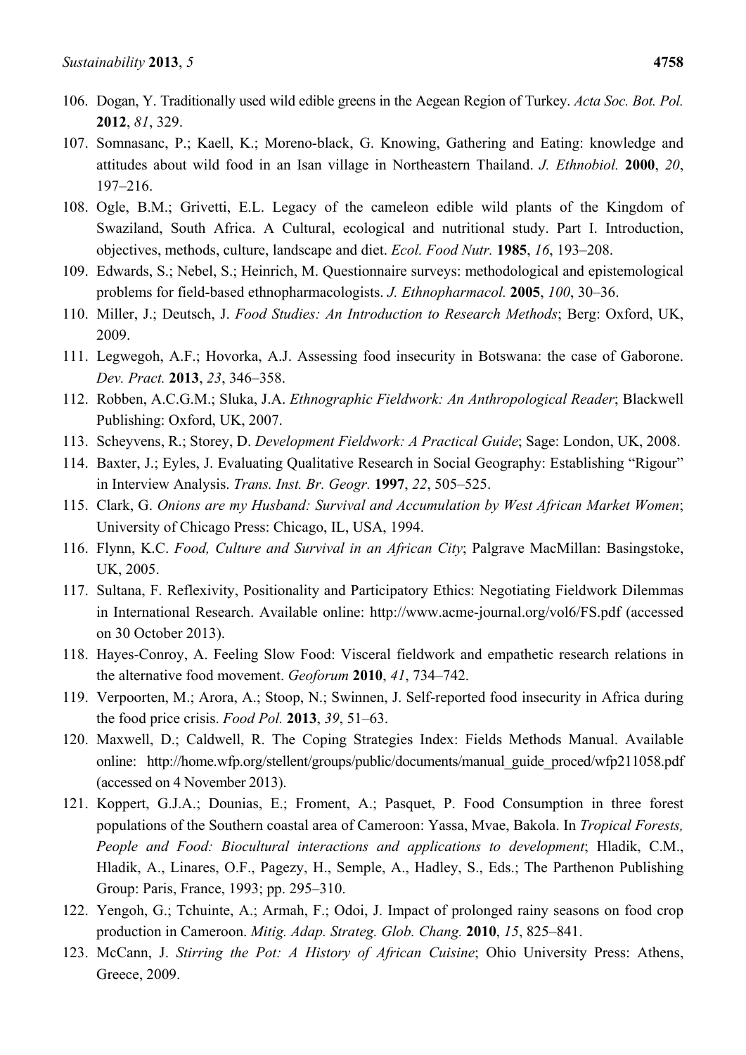106. Dogan, Y. Traditionally used wild edible greens in the Aegean Region of Turkey. *Acta Soc. Bot. Pol.* **2012**, *81*, 329.
107. Somnasanc, P.; Kaell, K.; Moreno-black, G. Knowing, Gathering and Eating: knowledge and attitudes about wild food in an Isan village in Northeastern Thailand. *J. Ethnobiol.* **2000**, *20*, 197–216.
108. Ogle, B.M.; Grivetti, E.L. Legacy of the cameleon edible wild plants of the Kingdom of Swaziland, South Africa. A Cultural, ecological and nutritional study. Part I. Introduction, objectives, methods, culture, landscape and diet. *Ecol. Food Nutr.* **1985**, *16*, 193–208.
109. Edwards, S.; Nebel, S.; Heinrich, M. Questionnaire surveys: methodological and epistemological problems for field-based ethnopharmacologists. *J. Ethnopharmacol.* **2005**, *100*, 30–36.
110. Miller, J.; Deutsch, J. *Food Studies: An Introduction to Research Methods*; Berg: Oxford, UK, 2009.
111. Legwegoh, A.F.; Hovorka, A.J. Assessing food insecurity in Botswana: the case of Gaborone. *Dev. Pract.* **2013**, *23*, 346–358.
112. Robben, A.C.G.M.; Sluka, J.A. *Ethnographic Fieldwork: An Anthropological Reader*; Blackwell Publishing: Oxford, UK, 2007.
113. Scheyvens, R.; Storey, D. *Development Fieldwork: A Practical Guide*; Sage: London, UK, 2008.
114. Baxter, J.; Eyles, J. Evaluating Qualitative Research in Social Geography: Establishing "Rigour" in Interview Analysis. *Trans. Inst. Br. Geogr.* **1997**, *22*, 505–525.
115. Clark, G. *Onions are my Husband: Survival and Accumulation by West African Market Women*; University of Chicago Press: Chicago, IL, USA, 1994.
116. Flynn, K.C. *Food, Culture and Survival in an African City*; Palgrave MacMillan: Basingstoke, UK, 2005.
117. Sultana, F. Reflexivity, Positionality and Participatory Ethics: Negotiating Fieldwork Dilemmas in International Research. Available online: http://www.acme-journal.org/vol6/FS.pdf (accessed on 30 October 2013).
118. Hayes-Conroy, A. Feeling Slow Food: Visceral fieldwork and empathetic research relations in the alternative food movement. *Geoforum* **2010**, *41*, 734–742.
119. Verpoorten, M.; Arora, A.; Stoop, N.; Swinnen, J. Self-reported food insecurity in Africa during the food price crisis. *Food Pol.* **2013**, *39*, 51–63.
120. Maxwell, D.; Caldwell, R. The Coping Strategies Index: Fields Methods Manual. Available online: http://home.wfp.org/stellent/groups/public/documents/manual_guide_proced/wfp211058.pdf (accessed on 4 November 2013).
121. Koppert, G.J.A.; Dounias, E.; Froment, A.; Pasquet, P. Food Consumption in three forest populations of the Southern coastal area of Cameroon: Yassa, Mvae, Bakola. In *Tropical Forests, People and Food: Biocultural interactions and applications to development*; Hladik, C.M., Hladik, A., Linares, O.F., Pagezy, H., Semple, A., Hadley, S., Eds.; The Parthenon Publishing Group: Paris, France, 1993; pp. 295–310.
122. Yengoh, G.; Tchuinte, A.; Armah, F.; Odoi, J. Impact of prolonged rainy seasons on food crop production in Cameroon. *Mitig. Adap. Strateg. Glob. Chang.* **2010**, *15*, 825–841.
123. McCann, J. *Stirring the Pot: A History of African Cuisine*; Ohio University Press: Athens, Greece, 2009.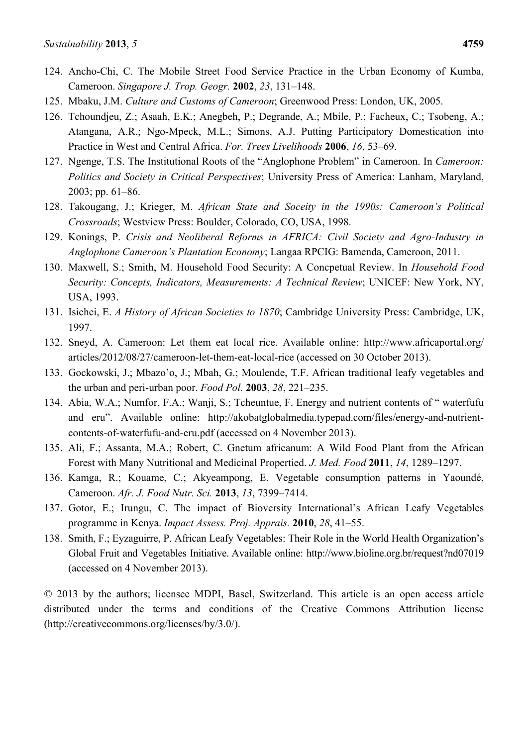124. Ancho-Chi, C. The Mobile Street Food Service Practice in the Urban Economy of Kumba, Cameroon. *Singapore J. Trop. Geogr.* **2002**, *23*, 131–148.
125. Mbaku, J.M. *Culture and Customs of Cameroon*; Greenwood Press: London, UK, 2005.
126. Tchoundjeu, Z.; Asaah, E.K.; Anegbeh, P.; Degrande, A.; Mbile, P.; Facheux, C.; Tsobeng, A.; Atangana, A.R.; Ngo-Mpeck, M.L.; Simons, A.J. Putting Participatory Domestication into Practice in West and Central Africa. *For. Trees Livelihoods* **2006**, *16*, 53–69.
127. Ngenge, T.S. The Institutional Roots of the "Anglophone Problem" in Cameroon. In *Cameroon: Politics and Society in Critical Perspectives*; University Press of America: Lanham, Maryland, 2003; pp. 61–86.
128. Takougang, J.; Krieger, M. *African State and Soceity in the 1990s: Cameroon's Political Crossroads*; Westview Press: Boulder, Colorado, CO, USA, 1998.
129. Konings, P. *Crisis and Neoliberal Reforms in AFRICA: Civil Society and Agro-Industry in Anglophone Cameroon's Plantation Economy*; Langaa RPCIG: Bamenda, Cameroon, 2011.
130. Maxwell, S.; Smith, M. Household Food Security: A Concpetual Review. In *Household Food Security: Concepts, Indicators, Measurements: A Technical Review*; UNICEF: New York, NY, USA, 1993.
131. Isichei, E. *A History of African Societies to 1870*; Cambridge University Press: Cambridge, UK, 1997.
132. Sneyd, A. Cameroon: Let them eat local rice. Available online: http://www.africaportal.org/articles/2012/08/27/cameroon-let-them-eat-local-rice (accessed on 30 October 2013).
133. Gockowski, J.; Mbazo'o, J.; Mbah, G.; Moulende, T.F. African traditional leafy vegetables and the urban and peri-urban poor. *Food Pol.* **2003**, *28*, 221–235.
134. Abia, W.A.; Numfor, F.A.; Wanji, S.; Tcheuntue, F. Energy and nutrient contents of " waterfufu and eru". Available online: http://akobatglobalmedia.typepad.com/files/energy-and-nutrient-contents-of-waterfufu-and-eru.pdf (accessed on 4 November 2013).
135. Ali, F.; Assanta, M.A.; Robert, C. Gnetum africanum: A Wild Food Plant from the African Forest with Many Nutritional and Medicinal Propertied. *J. Med. Food* **2011**, *14*, 1289–1297.
136. Kamga, R.; Kouame, C.; Akyeampong, E. Vegetable consumption patterns in Yaoundé, Cameroon. *Afr. J. Food Nutr. Sci.* **2013**, *13*, 7399–7414.
137. Gotor, E.; Irungu, C. The impact of Bioversity International's African Leafy Vegetables programme in Kenya. *Impact Assess. Proj. Apprais.* **2010**, *28*, 41–55.
138. Smith, F.; Eyzaguirre, P. African Leafy Vegetables: Their Role in the World Health Organization's Global Fruit and Vegetables Initiative. Available online: http://www.bioline.org.br/request?nd07019 (accessed on 4 November 2013).

© 2013 by the authors; licensee MDPI, Basel, Switzerland. This article is an open access article distributed under the terms and conditions of the Creative Commons Attribution license (http://creativecommons.org/licenses/by/3.0/).